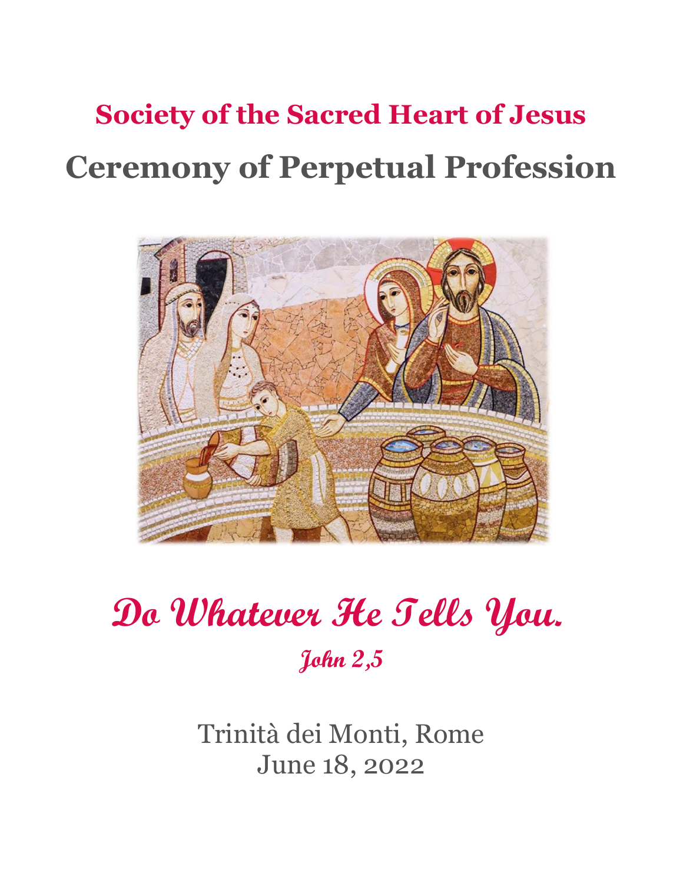# Society of the Sacred Heart of Jesus

# Ceremony of Perpetual Profession

## *Do Whatever He Tells You.*

*John 2,5*

Trinità dei Monti, Rome
June 18, 2022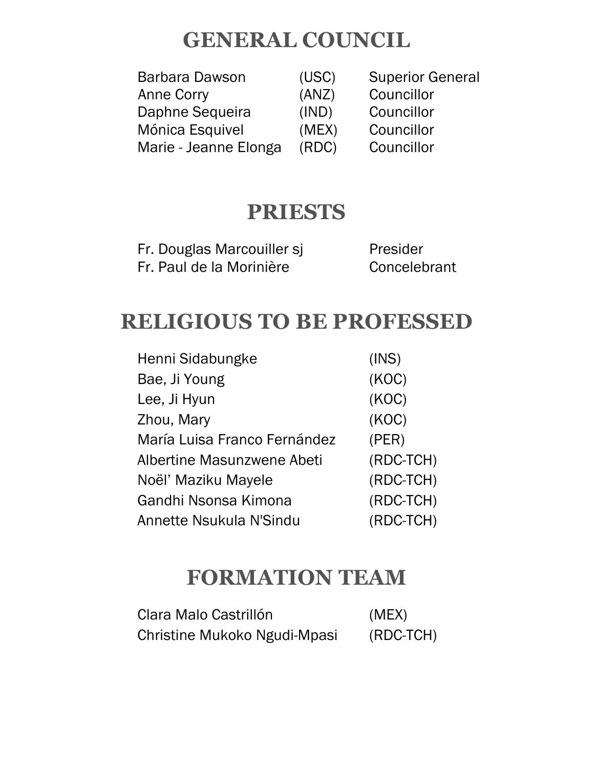# GENERAL COUNCIL

| | | |
|---|---|---|
| Barbara Dawson | (USC) | Superior General |
| Anne Corry | (ANZ) | Councillor |
| Daphne Sequeira | (IND) | Councillor |
| Mónica Esquivel | (MEX) | Councillor |
| Marie - Jeanne Elonga | (RDC) | Councillor |

# PRIESTS

| | |
|---|---|
| Fr. Douglas Marcouiller sj | Presider |
| Fr. Paul de la Morinière | Concelebrant |

# RELIGIOUS TO BE PROFESSED

| | |
|---|---|
| Henni Sidabungke | (INS) |
| Bae, Ji Young | (KOC) |
| Lee, Ji Hyun | (KOC) |
| Zhou, Mary | (KOC) |
| María Luisa Franco Fernández | (PER) |
| Albertine Masunzwene Abeti | (RDC-TCH) |
| Noël' Maziku Mayele | (RDC-TCH) |
| Gandhi Nsonsa Kimona | (RDC-TCH) |
| Annette Nsukula N'Sindu | (RDC-TCH) |

# FORMATION TEAM

| | |
|---|---|
| Clara Malo Castrillón | (MEX) |
| Christine Mukoko Ngudi-Mpasi | (RDC-TCH) |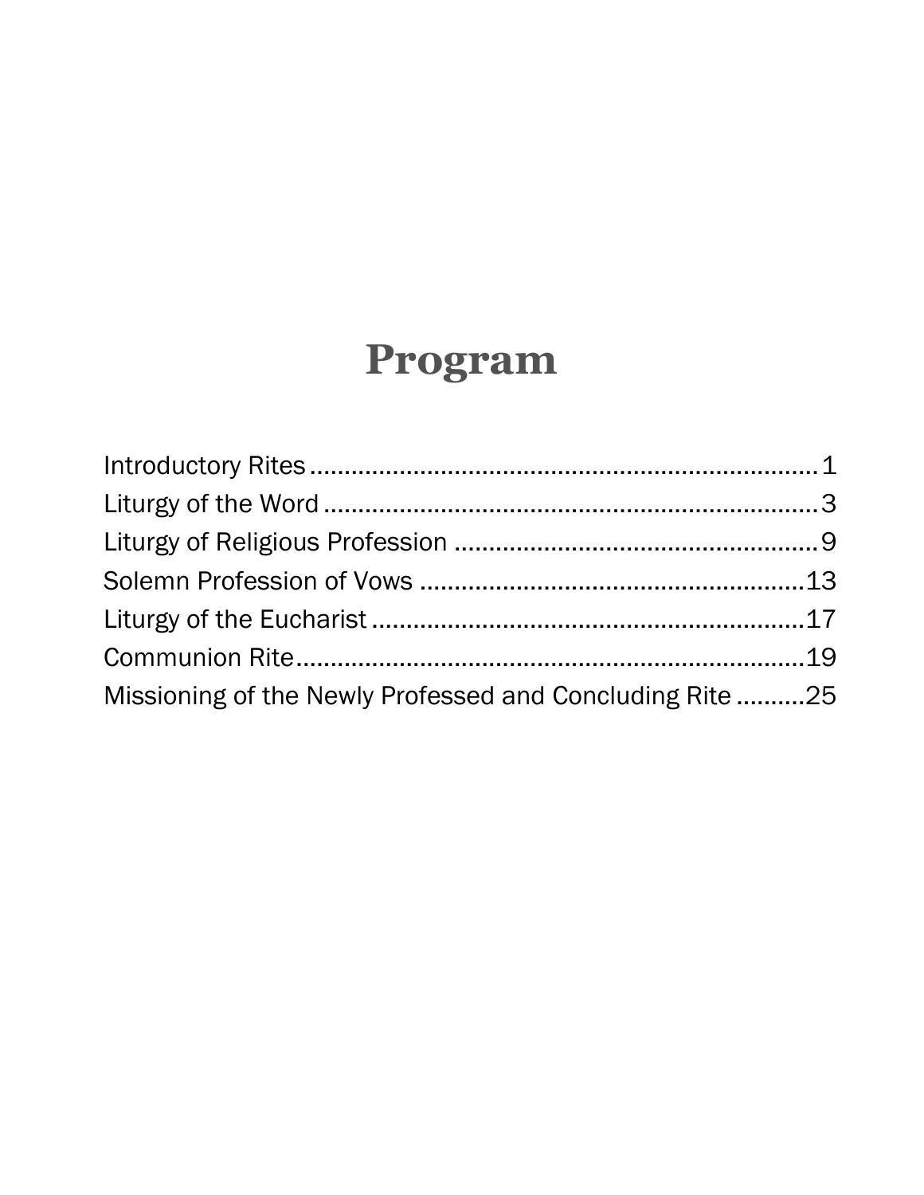# Program

Introductory Rites ............................................................................1
Liturgy of the Word ..........................................................................3
Liturgy of Religious Profession .......................................................9
Solemn Profession of Vows ..........................................................13
Liturgy of the Eucharist ..................................................................17
Communion Rite..............................................................................19
Missioning of the Newly Professed and Concluding Rite ..........25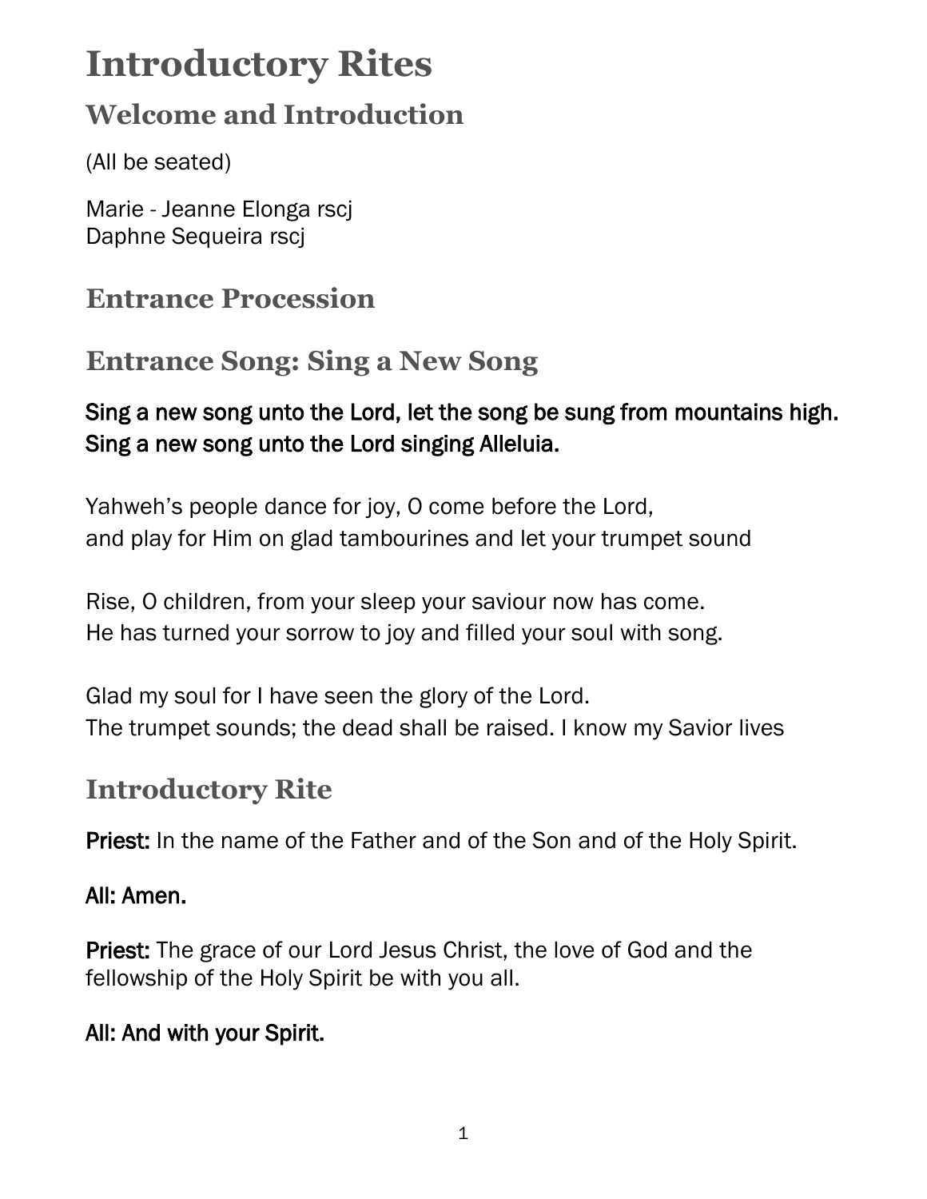# Introductory Rites

## Welcome and Introduction

(All be seated)

Marie - Jeanne Elonga rscj
Daphne Sequeira rscj

## Entrance Procession

## Entrance Song: Sing a New Song

**Sing a new song unto the Lord, let the song be sung from mountains high.
Sing a new song unto the Lord singing Alleluia.**

Yahweh's people dance for joy, O come before the Lord,
and play for Him on glad tambourines and let your trumpet sound

Rise, O children, from your sleep your saviour now has come.
He has turned your sorrow to joy and filled your soul with song.

Glad my soul for I have seen the glory of the Lord.
The trumpet sounds; the dead shall be raised. I know my Savior lives

## Introductory Rite

**Priest:** In the name of the Father and of the Son and of the Holy Spirit.

**All: Amen.**

**Priest:** The grace of our Lord Jesus Christ, the love of God and the fellowship of the Holy Spirit be with you all.

**All: And with your Spirit.**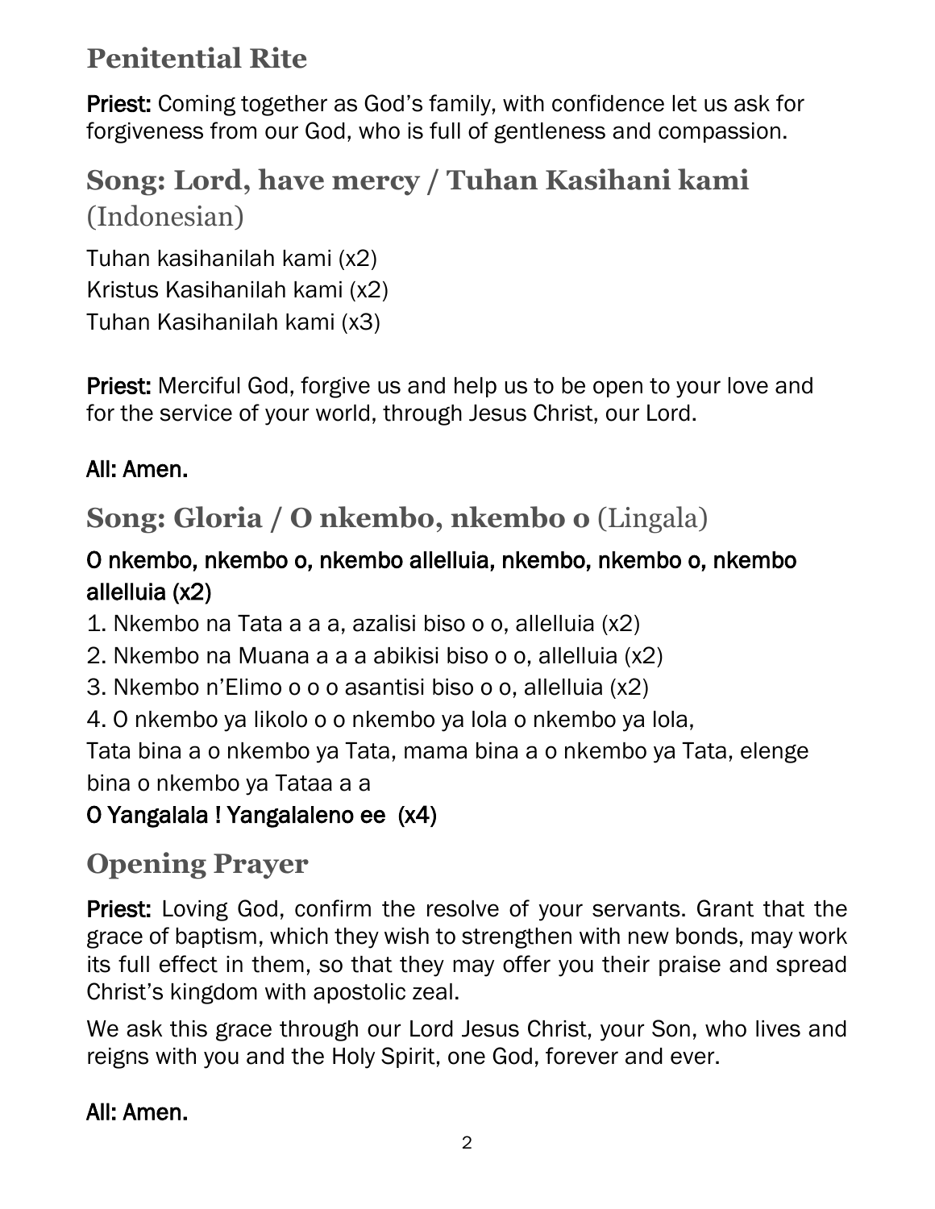## Penitential Rite

**Priest:** Coming together as God's family, with confidence let us ask for forgiveness from our God, who is full of gentleness and compassion.

## Song: Lord, have mercy / Tuhan Kasihani kami (Indonesian)

Tuhan kasihanilah kami (x2)
Kristus Kasihanilah kami (x2)
Tuhan Kasihanilah kami (x3)

**Priest:** Merciful God, forgive us and help us to be open to your love and for the service of your world, through Jesus Christ, our Lord.

**All: Amen.**

## Song: Gloria / O nkembo, nkembo o (Lingala)

**O nkembo, nkembo o, nkembo allelluia, nkembo, nkembo o, nkembo allelluia (x2)**

1. Nkembo na Tata a a a, azalisi biso o o, allelluia (x2)
2. Nkembo na Muana a a a abikisi biso o o, allelluia (x2)
3. Nkembo n'Elimo o o o asantisi biso o o, allelluia (x2)
4. O nkembo ya likolo o o nkembo ya lola o nkembo ya lola,
Tata bina a o nkembo ya Tata, mama bina a o nkembo ya Tata, elenge bina o nkembo ya Tataa a a

**O Yangalala ! Yangalaleno ee (x4)**

## Opening Prayer

**Priest:** Loving God, confirm the resolve of your servants. Grant that the grace of baptism, which they wish to strengthen with new bonds, may work its full effect in them, so that they may offer you their praise and spread Christ's kingdom with apostolic zeal.

We ask this grace through our Lord Jesus Christ, your Son, who lives and reigns with you and the Holy Spirit, one God, forever and ever.

**All: Amen.**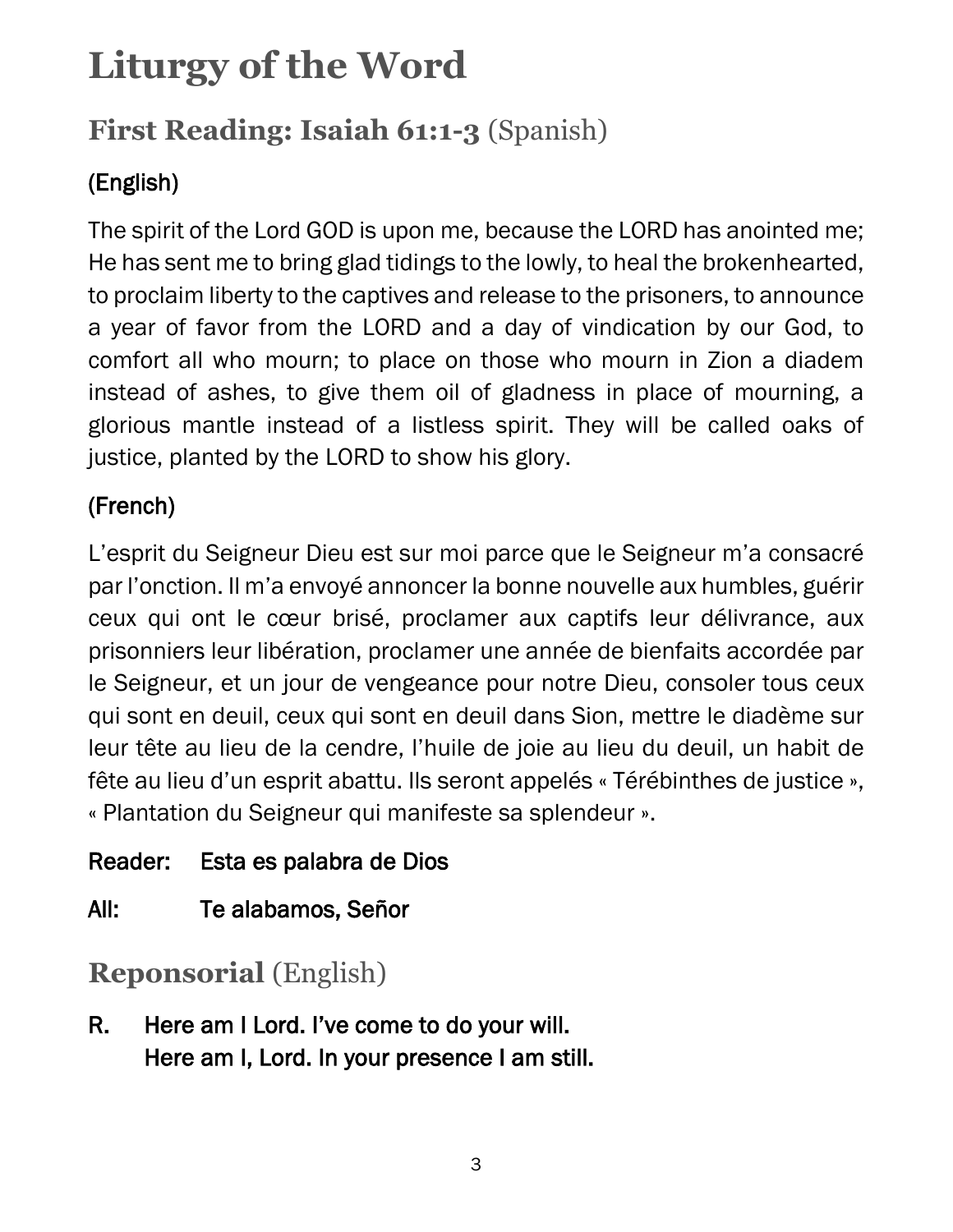# Liturgy of the Word

## First Reading: Isaiah 61:1-3 (Spanish)

### (English)

The spirit of the Lord GOD is upon me, because the LORD has anointed me; He has sent me to bring glad tidings to the lowly, to heal the brokenhearted, to proclaim liberty to the captives and release to the prisoners, to announce a year of favor from the LORD and a day of vindication by our God, to comfort all who mourn; to place on those who mourn in Zion a diadem instead of ashes, to give them oil of gladness in place of mourning, a glorious mantle instead of a listless spirit. They will be called oaks of justice, planted by the LORD to show his glory.

### (French)

L'esprit du Seigneur Dieu est sur moi parce que le Seigneur m'a consacré par l'onction. Il m'a envoyé annoncer la bonne nouvelle aux humbles, guérir ceux qui ont le cœur brisé, proclamer aux captifs leur délivrance, aux prisonniers leur libération, proclamer une année de bienfaits accordée par le Seigneur, et un jour de vengeance pour notre Dieu, consoler tous ceux qui sont en deuil, ceux qui sont en deuil dans Sion, mettre le diadème sur leur tête au lieu de la cendre, l'huile de joie au lieu du deuil, un habit de fête au lieu d'un esprit abattu. Ils seront appelés « Térébinthes de justice », « Plantation du Seigneur qui manifeste sa splendeur ».

**Reader:** Esta es palabra de Dios

**All:** Te alabamos, Señor

## Reponsorial (English)

**R.** Here am I Lord. I've come to do your will.
Here am I, Lord. In your presence I am still.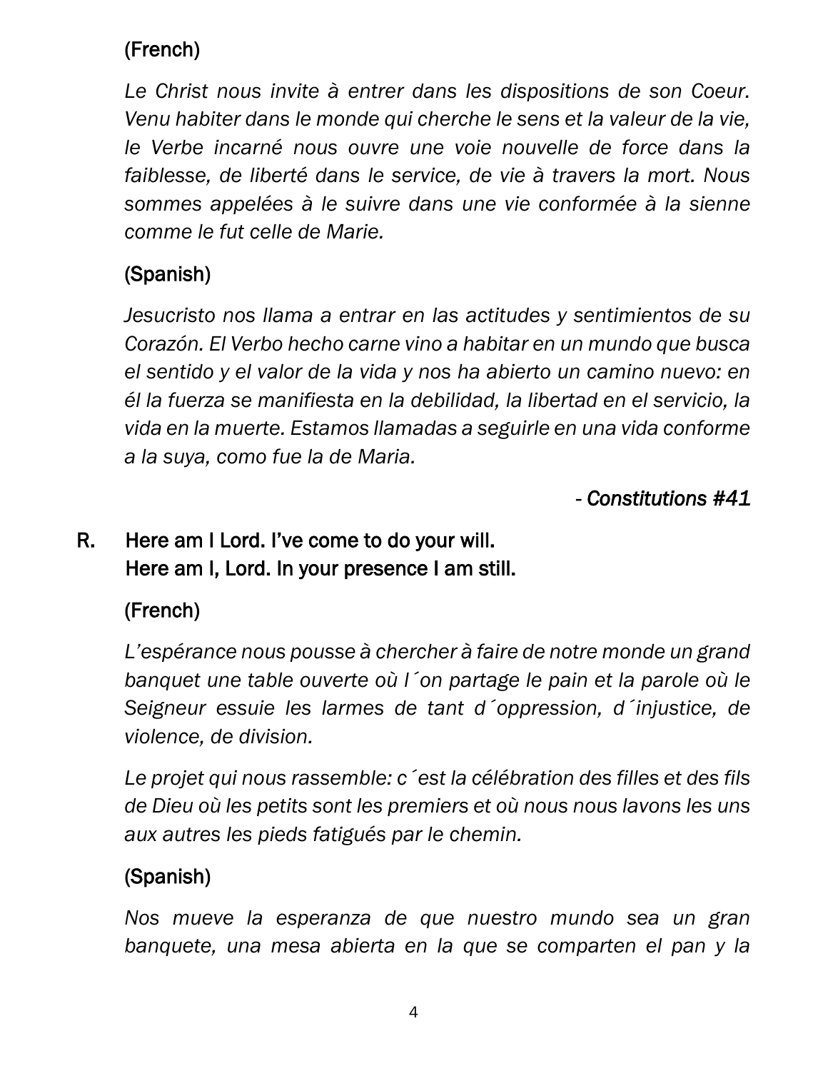(French)

*Le Christ nous invite à entrer dans les dispositions de son Coeur. Venu habiter dans le monde qui cherche le sens et la valeur de la vie, le Verbe incarné nous ouvre une voie nouvelle de force dans la faiblesse, de liberté dans le service, de vie à travers la mort. Nous sommes appelées à le suivre dans une vie conformée à la sienne comme le fut celle de Marie.*

(Spanish)

*Jesucristo nos llama a entrar en las actitudes y sentimientos de su Corazón. El Verbo hecho carne vino a habitar en un mundo que busca el sentido y el valor de la vida y nos ha abierto un camino nuevo: en él la fuerza se manifiesta en la debilidad, la libertad en el servicio, la vida en la muerte. Estamos llamadas a seguirle en una vida conforme a la suya, como fue la de Maria.*

*- Constitutions #41*

R. Here am I Lord. I've come to do your will.
Here am I, Lord. In your presence I am still.

(French)

*L'espérance nous pousse à chercher à faire de notre monde un grand banquet une table ouverte où l´on partage le pain et la parole où le Seigneur essuie les larmes de tant d´oppression, d´injustice, de violence, de division.*

*Le projet qui nous rassemble: c´est la célébration des filles et des fils de Dieu où les petits sont les premiers et où nous nous lavons les uns aux autres les pieds fatigués par le chemin.*

(Spanish)

*Nos mueve la esperanza de que nuestro mundo sea un gran banquete, una mesa abierta en la que se comparten el pan y la*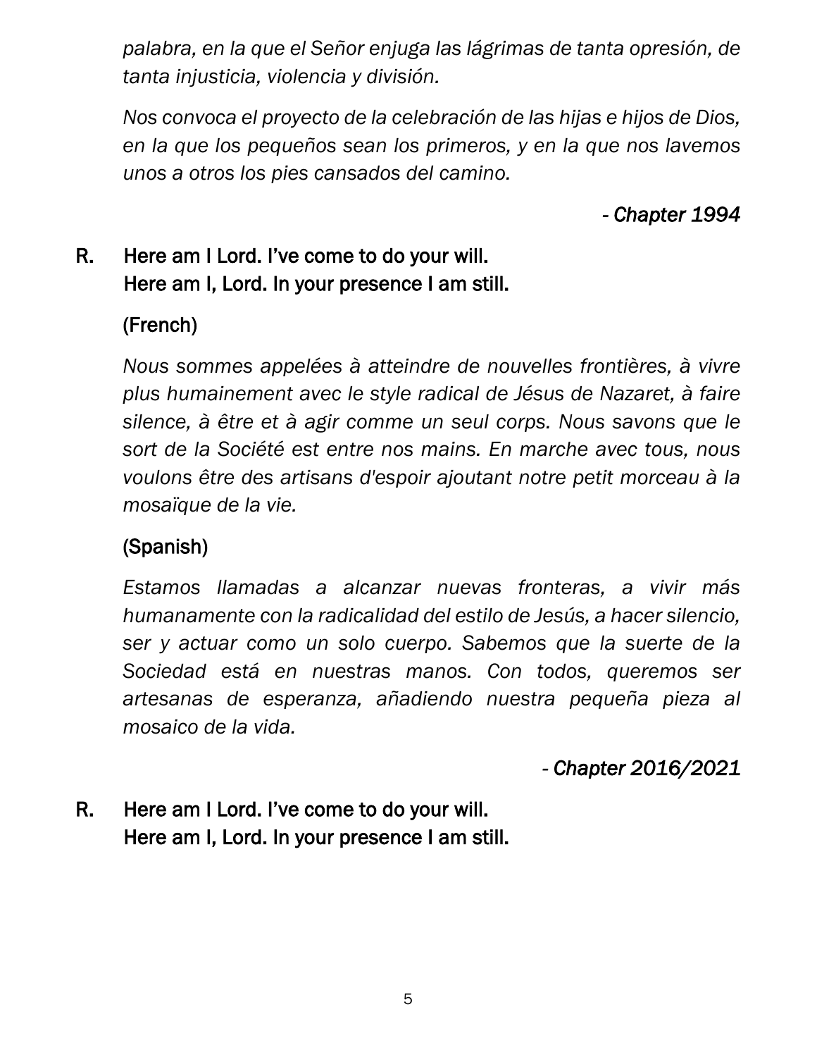*palabra, en la que el Señor enjuga las lágrimas de tanta opresión, de tanta injusticia, violencia y división.*

*Nos convoca el proyecto de la celebración de las hijas e hijos de Dios, en la que los pequeños sean los primeros, y en la que nos lavemos unos a otros los pies cansados del camino.*

*- Chapter 1994*

R. Here am I Lord. I've come to do your will.
Here am I, Lord. In your presence I am still.

(French)

*Nous sommes appelées à atteindre de nouvelles frontières, à vivre plus humainement avec le style radical de Jésus de Nazaret, à faire silence, à être et à agir comme un seul corps. Nous savons que le sort de la Société est entre nos mains. En marche avec tous, nous voulons être des artisans d'espoir ajoutant notre petit morceau à la mosaïque de la vie.*

(Spanish)

*Estamos llamadas a alcanzar nuevas fronteras, a vivir más humanamente con la radicalidad del estilo de Jesús, a hacer silencio, ser y actuar como un solo cuerpo. Sabemos que la suerte de la Sociedad está en nuestras manos. Con todos, queremos ser artesanas de esperanza, añadiendo nuestra pequeña pieza al mosaico de la vida.*

*- Chapter 2016/2021*

R. Here am I Lord. I've come to do your will.
Here am I, Lord. In your presence I am still.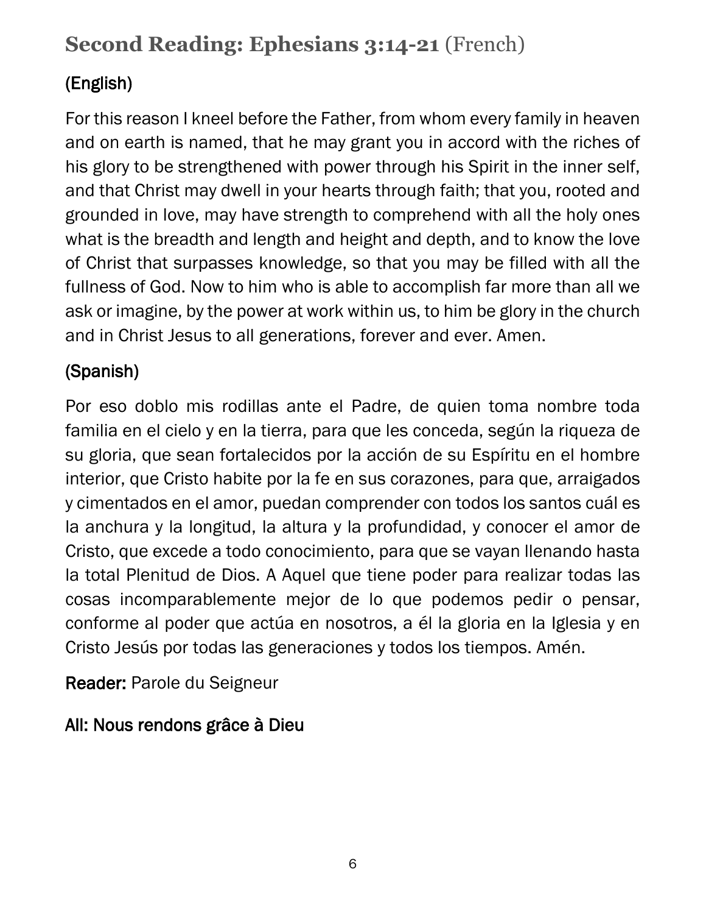## **Second Reading: Ephesians 3:14-21** (French)

### (English)

For this reason I kneel before the Father, from whom every family in heaven and on earth is named, that he may grant you in accord with the riches of his glory to be strengthened with power through his Spirit in the inner self, and that Christ may dwell in your hearts through faith; that you, rooted and grounded in love, may have strength to comprehend with all the holy ones what is the breadth and length and height and depth, and to know the love of Christ that surpasses knowledge, so that you may be filled with all the fullness of God. Now to him who is able to accomplish far more than all we ask or imagine, by the power at work within us, to him be glory in the church and in Christ Jesus to all generations, forever and ever. Amen.

### (Spanish)

Por eso doblo mis rodillas ante el Padre, de quien toma nombre toda familia en el cielo y en la tierra, para que les conceda, según la riqueza de su gloria, que sean fortalecidos por la acción de su Espíritu en el hombre interior, que Cristo habite por la fe en sus corazones, para que, arraigados y cimentados en el amor, puedan comprender con todos los santos cuál es la anchura y la longitud, la altura y la profundidad, y conocer el amor de Cristo, que excede a todo conocimiento, para que se vayan llenando hasta la total Plenitud de Dios. A Aquel que tiene poder para realizar todas las cosas incomparablemente mejor de lo que podemos pedir o pensar, conforme al poder que actúa en nosotros, a él la gloria en la Iglesia y en Cristo Jesús por todas las generaciones y todos los tiempos. Amén.

**Reader:** Parole du Seigneur

**All: Nous rendons grâce à Dieu**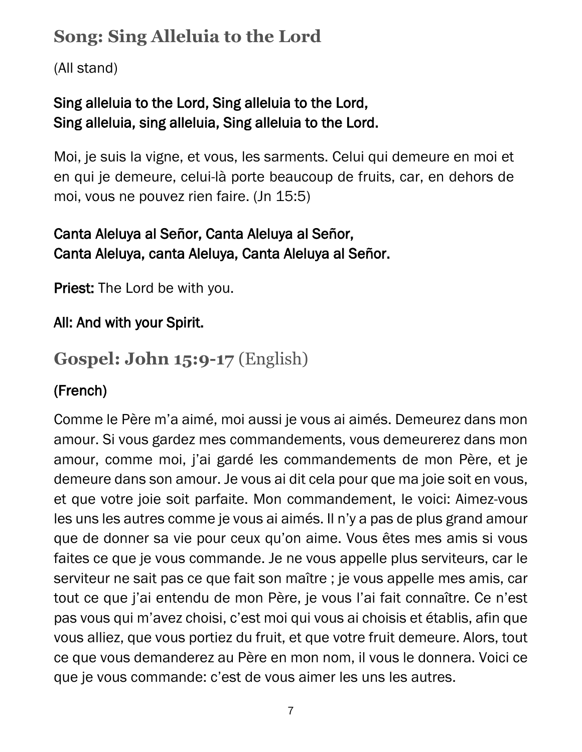## Song: Sing Alleluia to the Lord

(All stand)

**Sing alleluia to the Lord, Sing alleluia to the Lord,
Sing alleluia, sing alleluia, Sing alleluia to the Lord.**

Moi, je suis la vigne, et vous, les sarments. Celui qui demeure en moi et en qui je demeure, celui-là porte beaucoup de fruits, car, en dehors de moi, vous ne pouvez rien faire. (Jn 15:5)

**Canta Aleluya al Señor, Canta Aleluya al Señor,
Canta Aleluya, canta Aleluya, Canta Aleluya al Señor.**

**Priest:** The Lord be with you.

**All: And with your Spirit.**

## Gospel: John 15:9-17 (English)

### (French)

Comme le Père m'a aimé, moi aussi je vous ai aimés. Demeurez dans mon amour. Si vous gardez mes commandements, vous demeurerez dans mon amour, comme moi, j'ai gardé les commandements de mon Père, et je demeure dans son amour. Je vous ai dit cela pour que ma joie soit en vous, et que votre joie soit parfaite. Mon commandement, le voici: Aimez-vous les uns les autres comme je vous ai aimés. Il n'y a pas de plus grand amour que de donner sa vie pour ceux qu'on aime. Vous êtes mes amis si vous faites ce que je vous commande. Je ne vous appelle plus serviteurs, car le serviteur ne sait pas ce que fait son maître ; je vous appelle mes amis, car tout ce que j'ai entendu de mon Père, je vous l'ai fait connaître. Ce n'est pas vous qui m'avez choisi, c'est moi qui vous ai choisis et établis, afin que vous alliez, que vous portiez du fruit, et que votre fruit demeure. Alors, tout ce que vous demanderez au Père en mon nom, il vous le donnera. Voici ce que je vous commande: c'est de vous aimer les uns les autres.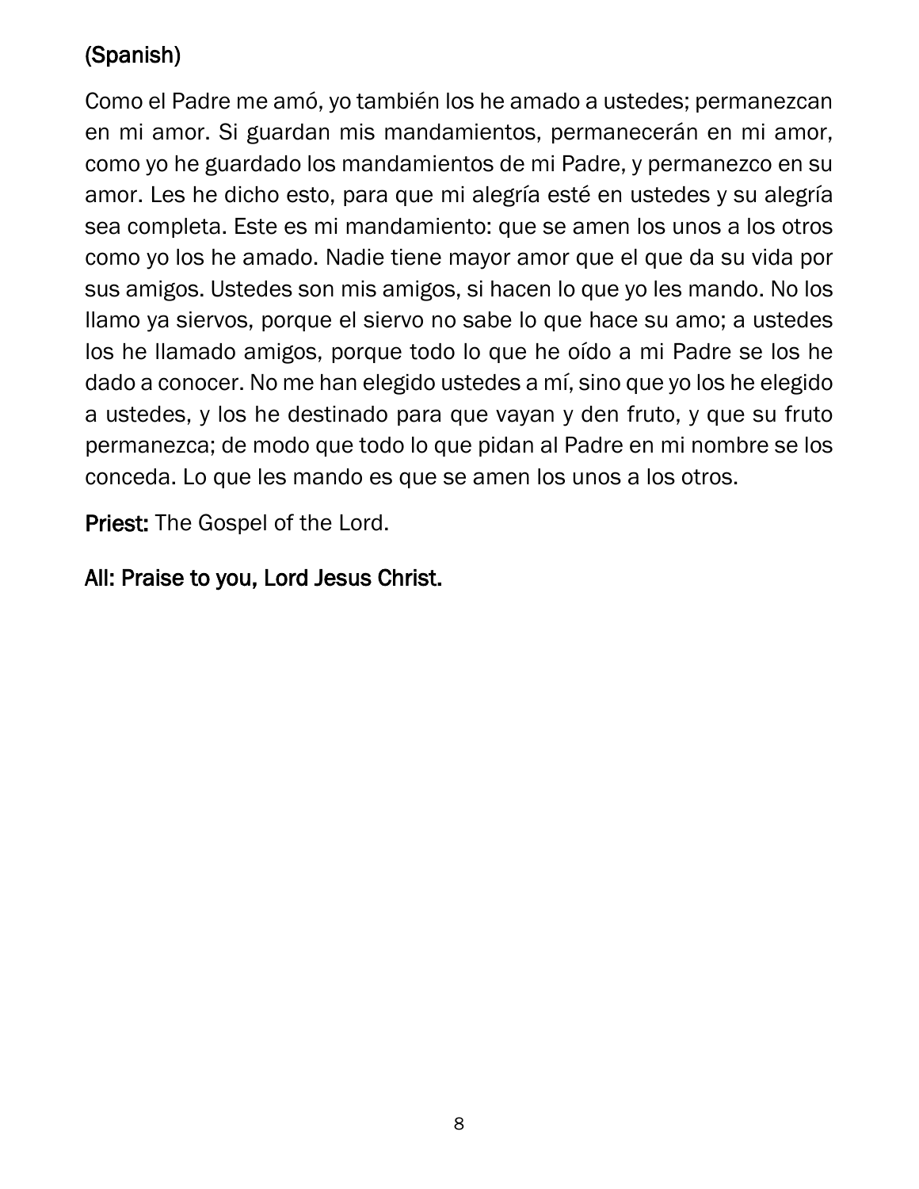(Spanish)

Como el Padre me amó, yo también los he amado a ustedes; permanezcan en mi amor. Si guardan mis mandamientos, permanecerán en mi amor, como yo he guardado los mandamientos de mi Padre, y permanezco en su amor. Les he dicho esto, para que mi alegría esté en ustedes y su alegría sea completa. Este es mi mandamiento: que se amen los unos a los otros como yo los he amado. Nadie tiene mayor amor que el que da su vida por sus amigos. Ustedes son mis amigos, si hacen lo que yo les mando. No los llamo ya siervos, porque el siervo no sabe lo que hace su amo; a ustedes los he llamado amigos, porque todo lo que he oído a mi Padre se los he dado a conocer. No me han elegido ustedes a mí, sino que yo los he elegido a ustedes, y los he destinado para que vayan y den fruto, y que su fruto permanezca; de modo que todo lo que pidan al Padre en mi nombre se los conceda. Lo que les mando es que se amen los unos a los otros.

**Priest:** The Gospel of the Lord.

**All: Praise to you, Lord Jesus Christ.**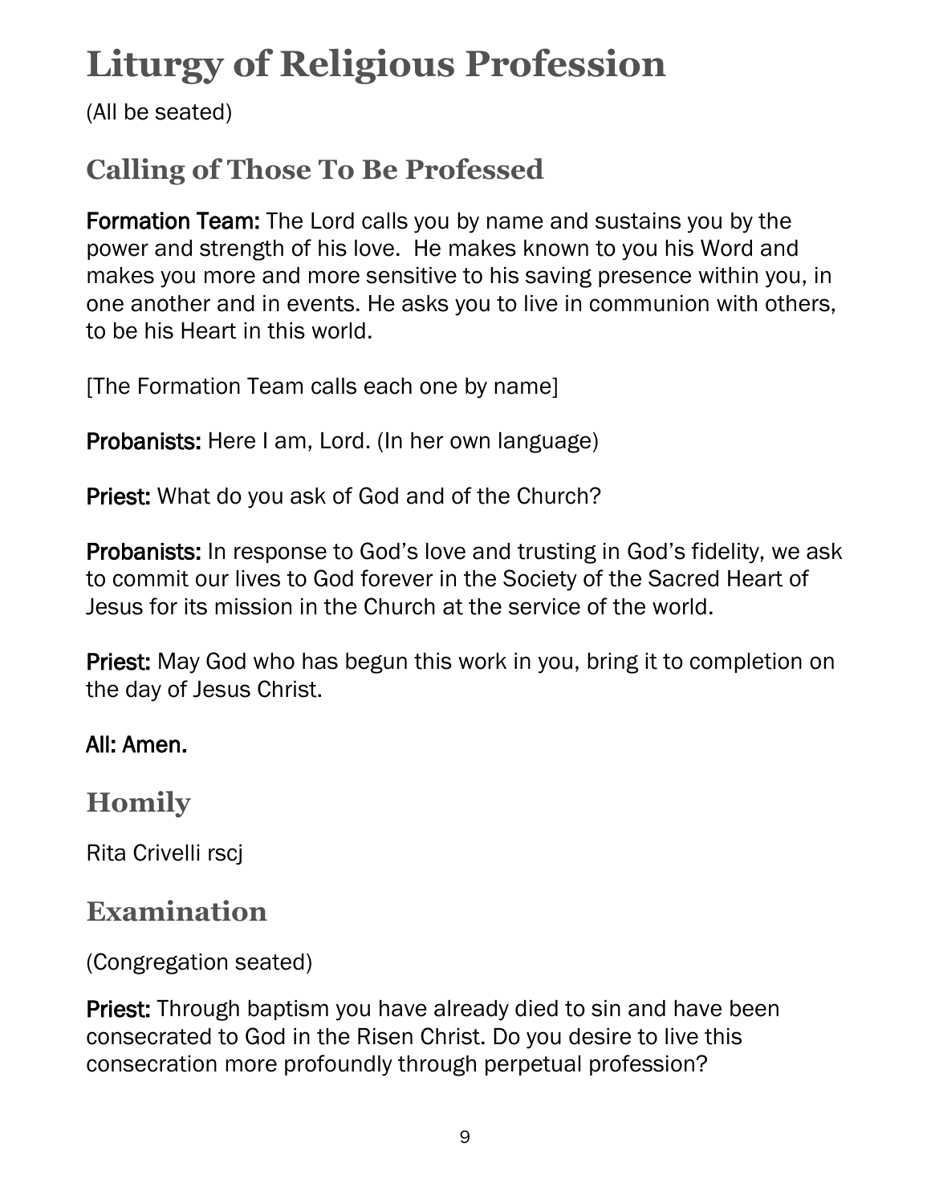# Liturgy of Religious Profession

(All be seated)

## Calling of Those To Be Professed

**Formation Team:** The Lord calls you by name and sustains you by the power and strength of his love. He makes known to you his Word and makes you more and more sensitive to his saving presence within you, in one another and in events. He asks you to live in communion with others, to be his Heart in this world.

[The Formation Team calls each one by name]

**Probanists:** Here I am, Lord. (In her own language)

**Priest:** What do you ask of God and of the Church?

**Probanists:** In response to God's love and trusting in God's fidelity, we ask to commit our lives to God forever in the Society of the Sacred Heart of Jesus for its mission in the Church at the service of the world.

**Priest:** May God who has begun this work in you, bring it to completion on the day of Jesus Christ.

**All: Amen.**

## Homily

Rita Crivelli rscj

## Examination

(Congregation seated)

**Priest:** Through baptism you have already died to sin and have been consecrated to God in the Risen Christ. Do you desire to live this consecration more profoundly through perpetual profession?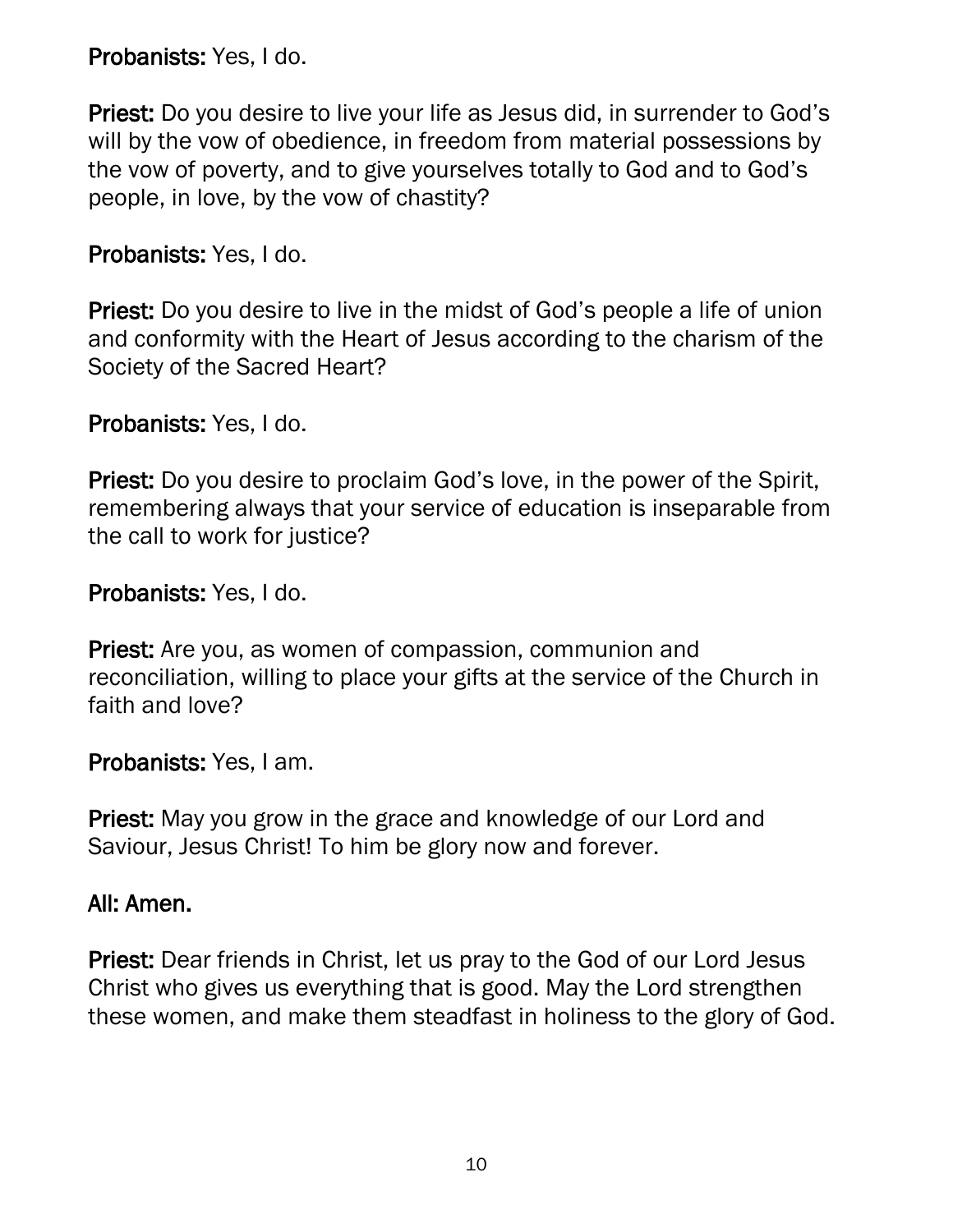**Probanists:** Yes, I do.

**Priest:** Do you desire to live your life as Jesus did, in surrender to God's will by the vow of obedience, in freedom from material possessions by the vow of poverty, and to give yourselves totally to God and to God's people, in love, by the vow of chastity?

**Probanists:** Yes, I do.

**Priest:** Do you desire to live in the midst of God's people a life of union and conformity with the Heart of Jesus according to the charism of the Society of the Sacred Heart?

**Probanists:** Yes, I do.

**Priest:** Do you desire to proclaim God's love, in the power of the Spirit, remembering always that your service of education is inseparable from the call to work for justice?

**Probanists:** Yes, I do.

**Priest:** Are you, as women of compassion, communion and reconciliation, willing to place your gifts at the service of the Church in faith and love?

**Probanists:** Yes, I am.

**Priest:** May you grow in the grace and knowledge of our Lord and Saviour, Jesus Christ! To him be glory now and forever.

**All: Amen.**

**Priest:** Dear friends in Christ, let us pray to the God of our Lord Jesus Christ who gives us everything that is good. May the Lord strengthen these women, and make them steadfast in holiness to the glory of God.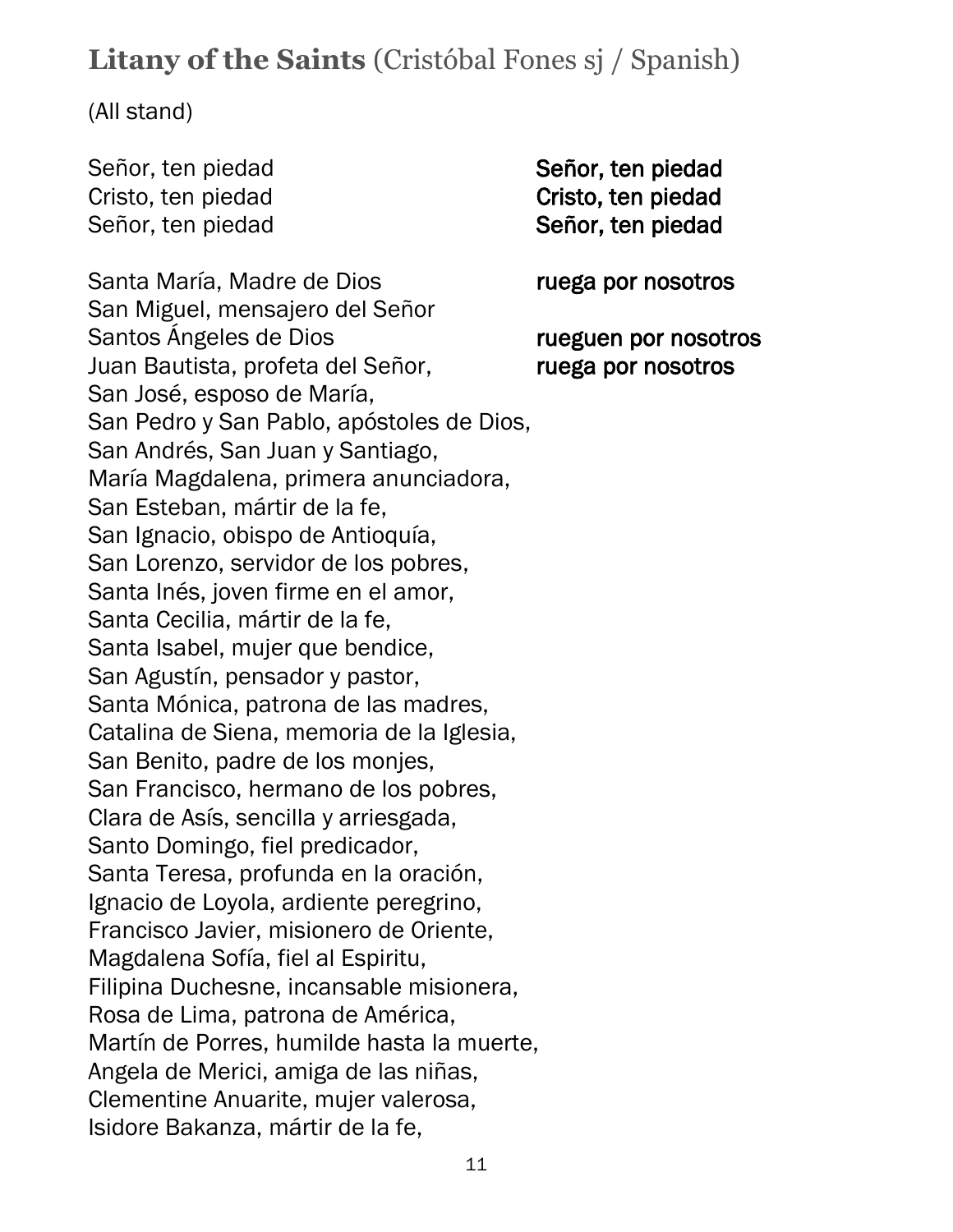## **Litany of the Saints** (Cristóbal Fones sj / Spanish)

(All stand)

| | |
|---|---|
| Señor, ten piedad | **Señor, ten piedad** |
| Cristo, ten piedad | **Cristo, ten piedad** |
| Señor, ten piedad | **Señor, ten piedad** |

| | |
|---|---|
| Santa María, Madre de Dios | **ruega por nosotros** |
| San Miguel, mensajero del Señor | |
| Santos Ángeles de Dios | **rueguen por nosotros** |
| Juan Bautista, profeta del Señor, | **ruega por nosotros** |

San José, esposo de María,
San Pedro y San Pablo, apóstoles de Dios,
San Andrés, San Juan y Santiago,
María Magdalena, primera anunciadora,
San Esteban, mártir de la fe,
San Ignacio, obispo de Antioquía,
San Lorenzo, servidor de los pobres,
Santa Inés, joven firme en el amor,
Santa Cecilia, mártir de la fe,
Santa Isabel, mujer que bendice,
San Agustín, pensador y pastor,
Santa Mónica, patrona de las madres,
Catalina de Siena, memoria de la Iglesia,
San Benito, padre de los monjes,
San Francisco, hermano de los pobres,
Clara de Asís, sencilla y arriesgada,
Santo Domingo, fiel predicador,
Santa Teresa, profunda en la oración,
Ignacio de Loyola, ardiente peregrino,
Francisco Javier, misionero de Oriente,
Magdalena Sofía, fiel al Espiritu,
Filipina Duchesne, incansable misionera,
Rosa de Lima, patrona de América,
Martín de Porres, humilde hasta la muerte,
Angela de Merici, amiga de las niñas,
Clementine Anuarite, mujer valerosa,
Isidore Bakanza, mártir de la fe,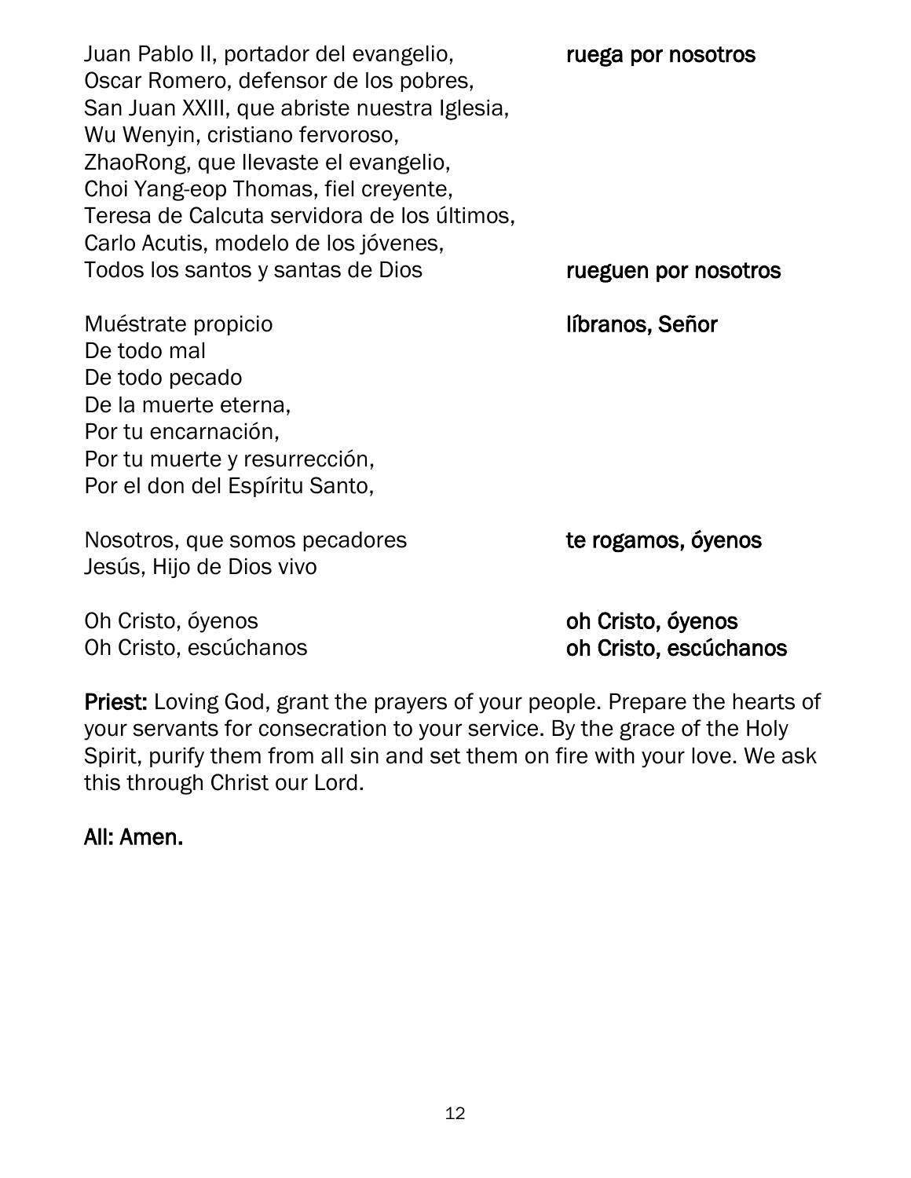Juan Pablo II, portador del evangelio, **ruega por nosotros**
Oscar Romero, defensor de los pobres,
San Juan XXIII, que abriste nuestra Iglesia,
Wu Wenyin, cristiano fervoroso,
ZhaoRong, que llevaste el evangelio,
Choi Yang-eop Thomas, fiel creyente,
Teresa de Calcuta servidora de los últimos,
Carlo Acutis, modelo de los jóvenes,
Todos los santos y santas de Dios **rueguen por nosotros**

Muéstrate propicio **líbranos, Señor**
De todo mal
De todo pecado
De la muerte eterna,
Por tu encarnación,
Por tu muerte y resurrección,
Por el don del Espíritu Santo,

Nosotros, que somos pecadores **te rogamos, óyenos**
Jesús, Hijo de Dios vivo

Oh Cristo, óyenos **oh Cristo, óyenos**
Oh Cristo, escúchanos **oh Cristo, escúchanos**

**Priest:** Loving God, grant the prayers of your people. Prepare the hearts of your servants for consecration to your service. By the grace of the Holy Spirit, purify them from all sin and set them on fire with your love. We ask this through Christ our Lord.

**All: Amen.**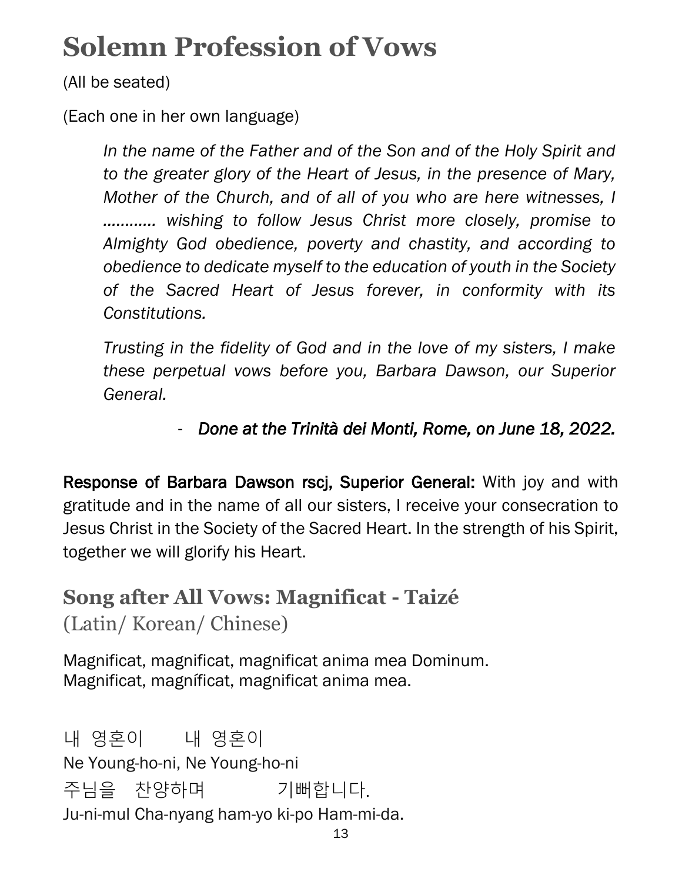# Solemn Profession of Vows

(All be seated)

(Each one in her own language)

> *In the name of the Father and of the Son and of the Holy Spirit and to the greater glory of the Heart of Jesus, in the presence of Mary, Mother of the Church, and of all of you who are here witnesses, I ………… wishing to follow Jesus Christ more closely, promise to Almighty God obedience, poverty and chastity, and according to obedience to dedicate myself to the education of youth in the Society of the Sacred Heart of Jesus forever, in conformity with its Constitutions.*
>
> *Trusting in the fidelity of God and in the love of my sisters, I make these perpetual vows before you, Barbara Dawson, our Superior General.*
>
> \- *Done at the Trinità dei Monti, Rome, on June 18, 2022.*

**Response of Barbara Dawson rscj, Superior General:** With joy and with gratitude and in the name of all our sisters, I receive your consecration to Jesus Christ in the Society of the Sacred Heart. In the strength of his Spirit, together we will glorify his Heart.

## Song after All Vows: Magnificat - Taizé
(Latin/ Korean/ Chinese)

Magnificat, magnificat, magnificat anima mea Dominum.
Magnificat, magníficat, magnificat anima mea.

내 영혼이 내 영혼이
Ne Young-ho-ni, Ne Young-ho-ni
주님을 찬양하며 기뻐합니다.
Ju-ni-mul Cha-nyang ham-yo ki-po Ham-mi-da.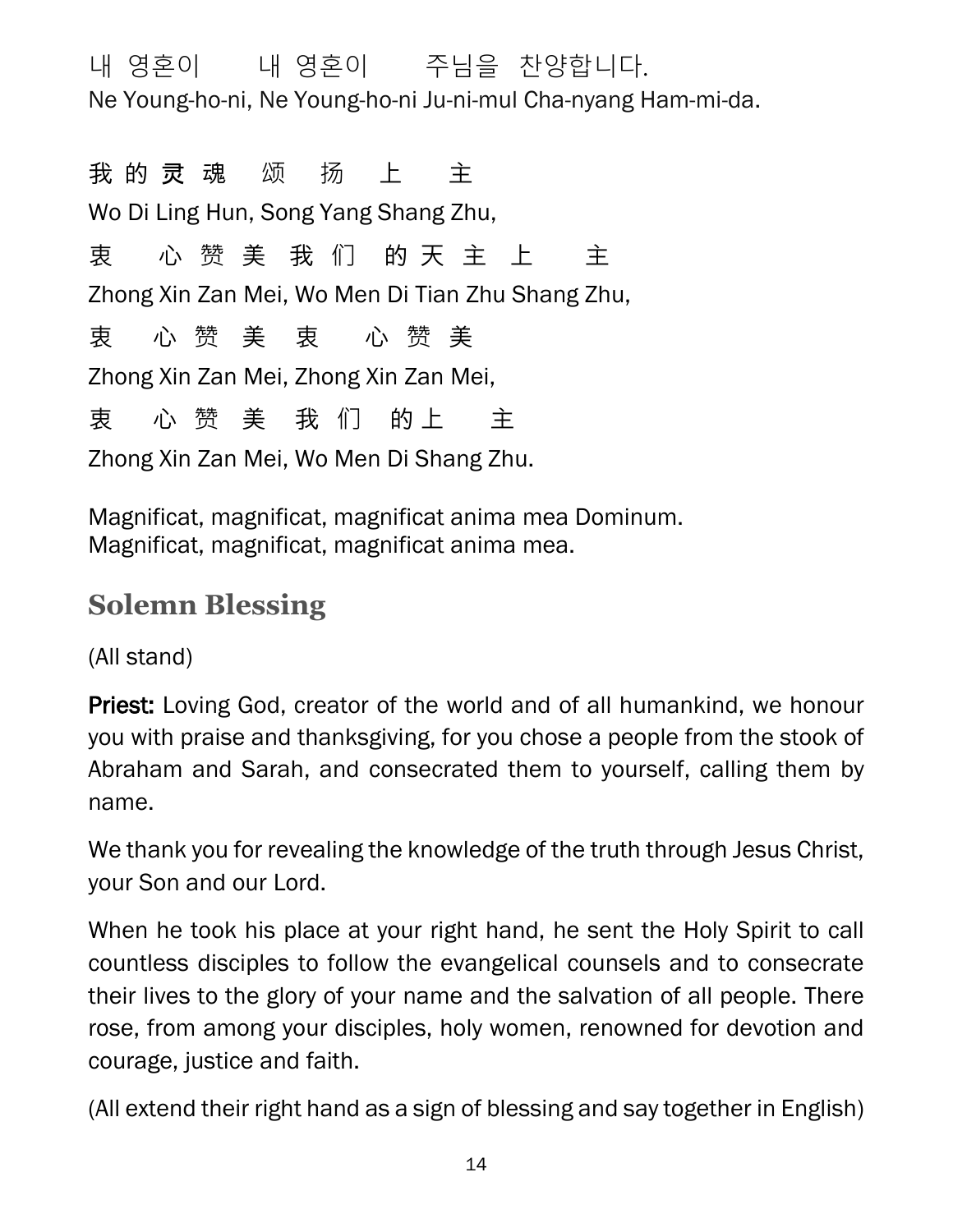내 영혼이 내 영혼이 주님을 찬양합니다.
Ne Young-ho-ni, Ne Young-ho-ni Ju-ni-mul Cha-nyang Ham-mi-da.

我的灵魂 颂 扬 上 主
Wo Di Ling Hun, Song Yang Shang Zhu,
衷 心赞美我们 的天主上 主
Zhong Xin Zan Mei, Wo Men Di Tian Zhu Shang Zhu,
衷 心赞美衷 心赞美
Zhong Xin Zan Mei, Zhong Xin Zan Mei,
衷 心赞美我们 的上 主
Zhong Xin Zan Mei, Wo Men Di Shang Zhu.

Magnificat, magnificat, magnificat anima mea Dominum.
Magnificat, magnificat, magnificat anima mea.

## Solemn Blessing

(All stand)

**Priest:** Loving God, creator of the world and of all humankind, we honour you with praise and thanksgiving, for you chose a people from the stook of Abraham and Sarah, and consecrated them to yourself, calling them by name.

We thank you for revealing the knowledge of the truth through Jesus Christ, your Son and our Lord.

When he took his place at your right hand, he sent the Holy Spirit to call countless disciples to follow the evangelical counsels and to consecrate their lives to the glory of your name and the salvation of all people. There rose, from among your disciples, holy women, renowned for devotion and courage, justice and faith.

(All extend their right hand as a sign of blessing and say together in English)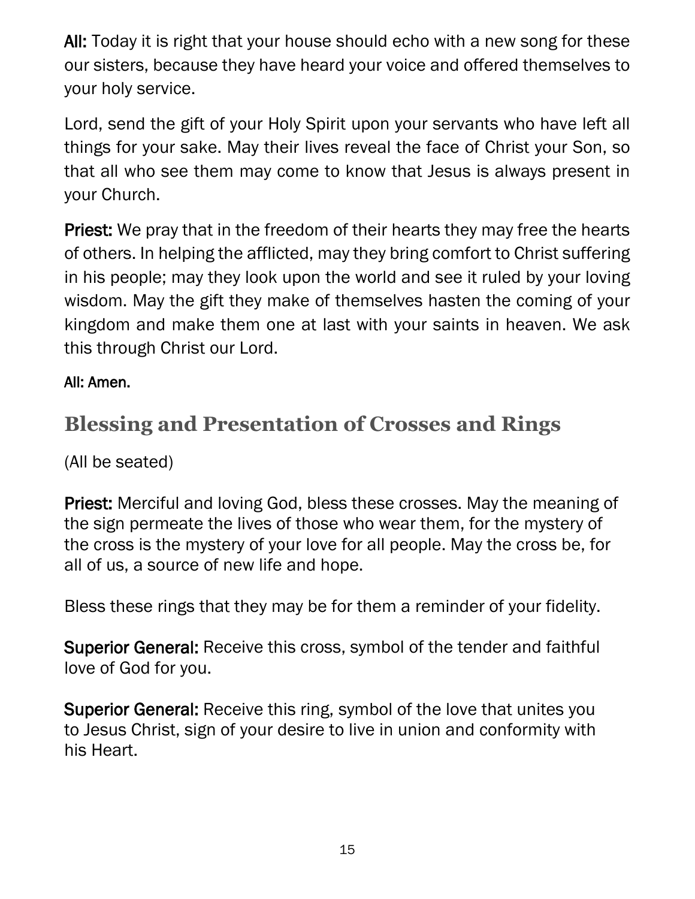**All:** Today it is right that your house should echo with a new song for these our sisters, because they have heard your voice and offered themselves to your holy service.

Lord, send the gift of your Holy Spirit upon your servants who have left all things for your sake. May their lives reveal the face of Christ your Son, so that all who see them may come to know that Jesus is always present in your Church.

**Priest:** We pray that in the freedom of their hearts they may free the hearts of others. In helping the afflicted, may they bring comfort to Christ suffering in his people; may they look upon the world and see it ruled by your loving wisdom. May the gift they make of themselves hasten the coming of your kingdom and make them one at last with your saints in heaven. We ask this through Christ our Lord.

**All: Amen.**

## Blessing and Presentation of Crosses and Rings

(All be seated)

**Priest:** Merciful and loving God, bless these crosses. May the meaning of the sign permeate the lives of those who wear them, for the mystery of the cross is the mystery of your love for all people. May the cross be, for all of us, a source of new life and hope.

Bless these rings that they may be for them a reminder of your fidelity.

**Superior General:** Receive this cross, symbol of the tender and faithful love of God for you.

**Superior General:** Receive this ring, symbol of the love that unites you to Jesus Christ, sign of your desire to live in union and conformity with his Heart.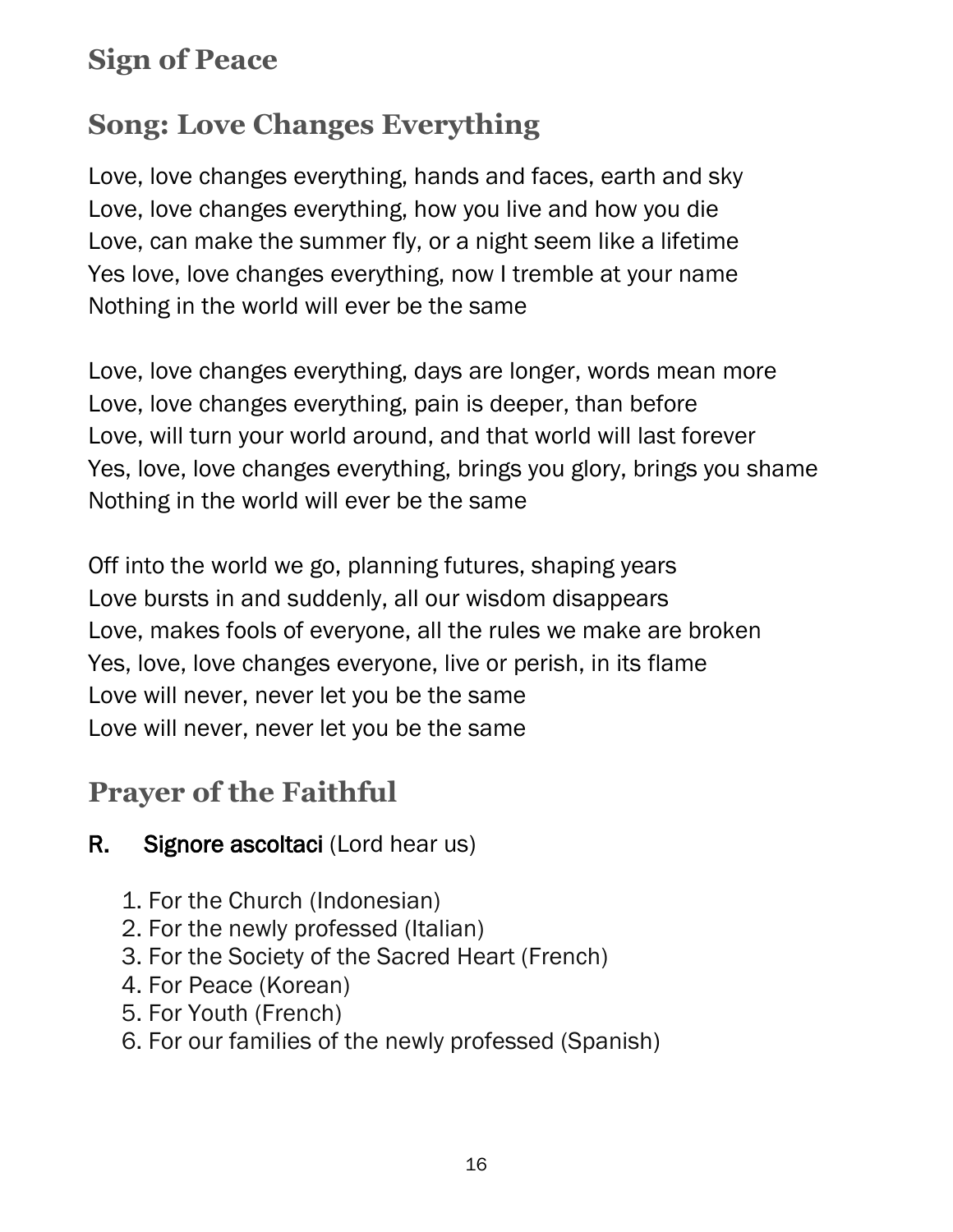## Sign of Peace

## Song: Love Changes Everything

Love, love changes everything, hands and faces, earth and sky
Love, love changes everything, how you live and how you die
Love, can make the summer fly, or a night seem like a lifetime
Yes love, love changes everything, now I tremble at your name
Nothing in the world will ever be the same

Love, love changes everything, days are longer, words mean more
Love, love changes everything, pain is deeper, than before
Love, will turn your world around, and that world will last forever
Yes, love, love changes everything, brings you glory, brings you shame
Nothing in the world will ever be the same

Off into the world we go, planning futures, shaping years
Love bursts in and suddenly, all our wisdom disappears
Love, makes fools of everyone, all the rules we make are broken
Yes, love, love changes everyone, live or perish, in its flame
Love will never, never let you be the same
Love will never, never let you be the same

## Prayer of the Faithful

**R. Signore ascoltaci** (Lord hear us)

1. For the Church (Indonesian)
2. For the newly professed (Italian)
3. For the Society of the Sacred Heart (French)
4. For Peace (Korean)
5. For Youth (French)
6. For our families of the newly professed (Spanish)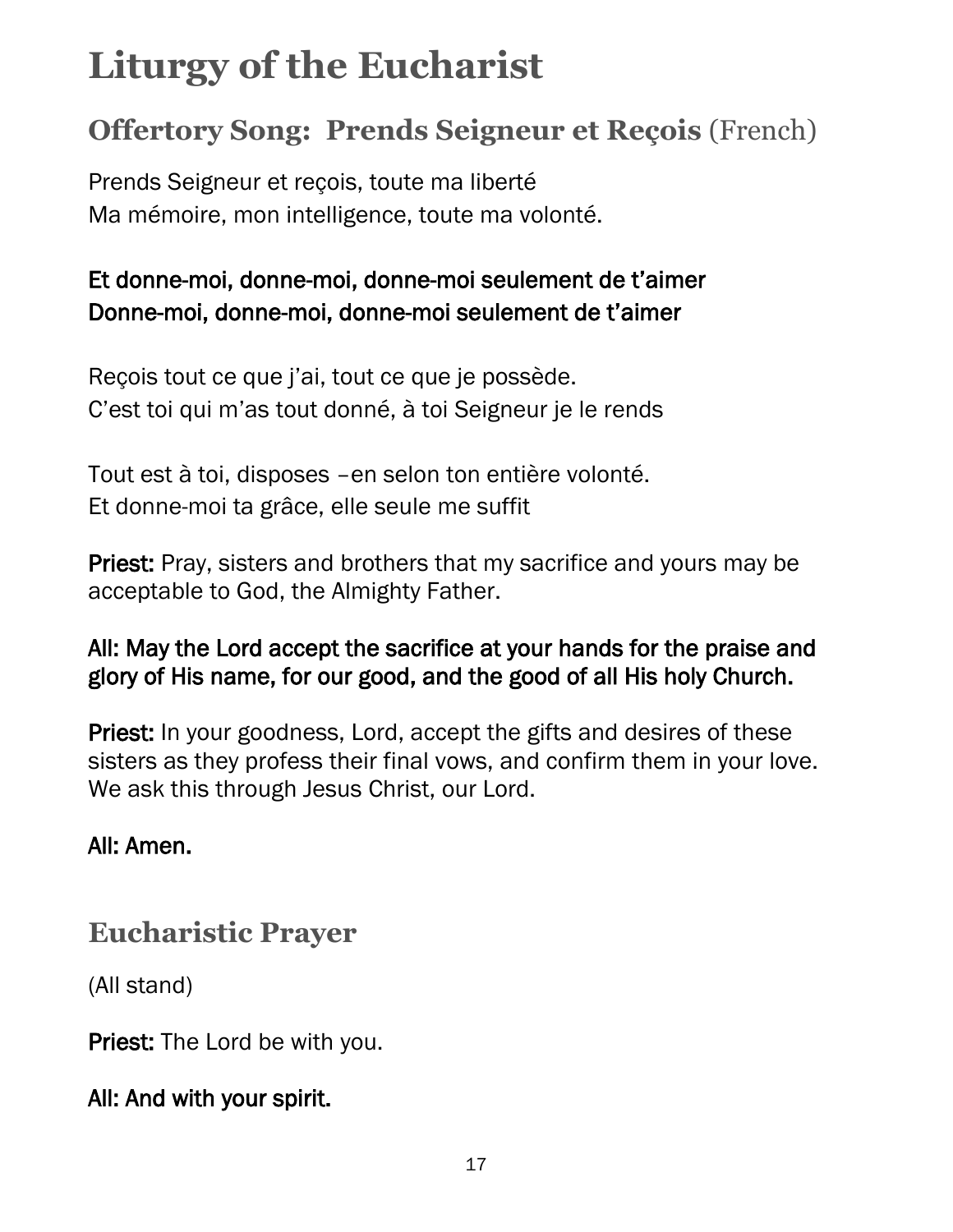# Liturgy of the Eucharist

## Offertory Song: Prends Seigneur et Reçois (French)

Prends Seigneur et reçois, toute ma liberté
Ma mémoire, mon intelligence, toute ma volonté.

**Et donne-moi, donne-moi, donne-moi seulement de t'aimer**
**Donne-moi, donne-moi, donne-moi seulement de t'aimer**

Reçois tout ce que j'ai, tout ce que je possède.
C'est toi qui m'as tout donné, à toi Seigneur je le rends

Tout est à toi, disposes –en selon ton entière volonté.
Et donne-moi ta grâce, elle seule me suffit

**Priest:** Pray, sisters and brothers that my sacrifice and yours may be acceptable to God, the Almighty Father.

**All: May the Lord accept the sacrifice at your hands for the praise and glory of His name, for our good, and the good of all His holy Church.**

**Priest:** In your goodness, Lord, accept the gifts and desires of these sisters as they profess their final vows, and confirm them in your love. We ask this through Jesus Christ, our Lord.

**All: Amen.**

## Eucharistic Prayer

(All stand)

**Priest:** The Lord be with you.

**All: And with your spirit.**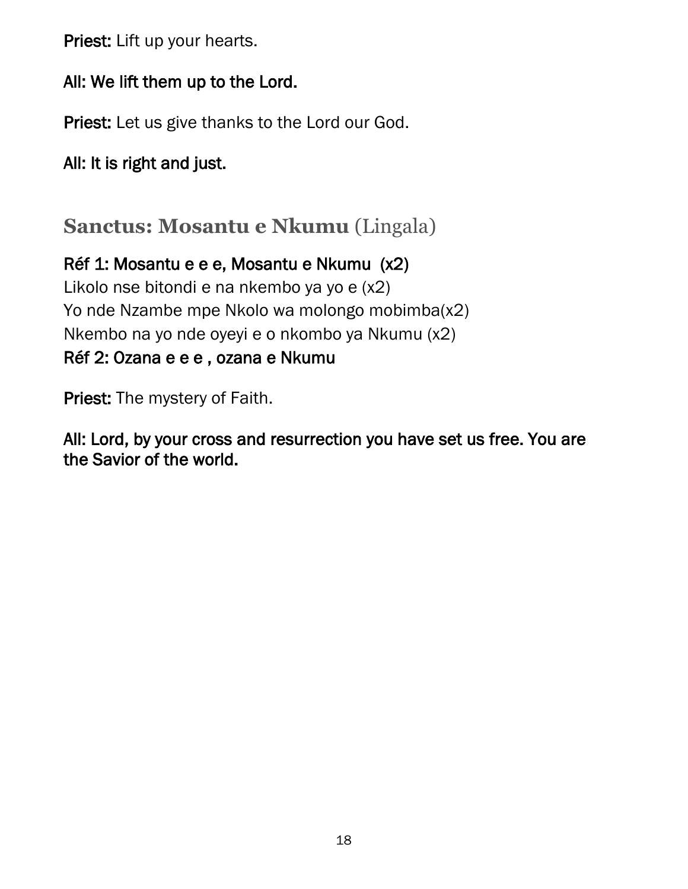**Priest:** Lift up your hearts.

**All: We lift them up to the Lord.**

**Priest:** Let us give thanks to the Lord our God.

**All: It is right and just.**

## **Sanctus: Mosantu e Nkumu** (Lingala)

**Réf 1: Mosantu e e e, Mosantu e Nkumu (x2)**
Likolo nse bitondi e na nkembo ya yo e (x2)
Yo nde Nzambe mpe Nkolo wa molongo mobimba(x2)
Nkembo na yo nde oyeyi e o nkombo ya Nkumu (x2)
**Réf 2: Ozana e e e , ozana e Nkumu**

**Priest:** The mystery of Faith.

**All: Lord, by your cross and resurrection you have set us free. You are the Savior of the world.**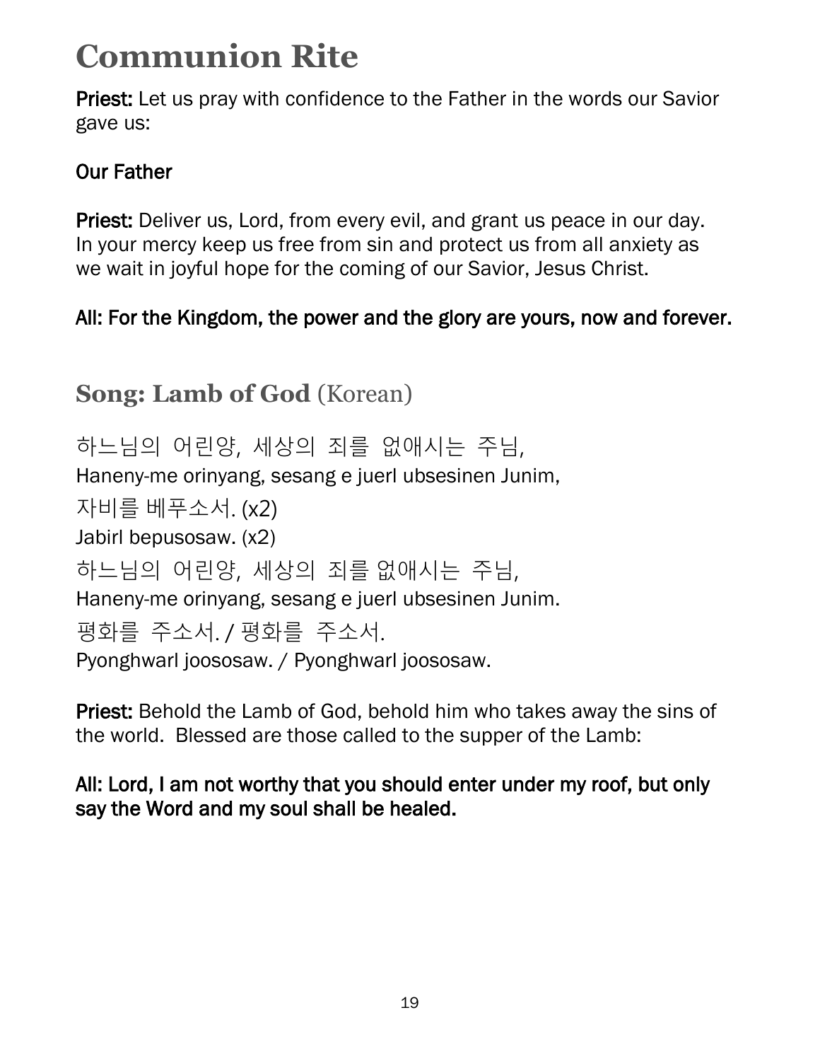# Communion Rite

**Priest:** Let us pray with confidence to the Father in the words our Savior gave us:

**Our Father**

**Priest:** Deliver us, Lord, from every evil, and grant us peace in our day. In your mercy keep us free from sin and protect us from all anxiety as we wait in joyful hope for the coming of our Savior, Jesus Christ.

**All: For the Kingdom, the power and the glory are yours, now and forever.**

## Song: Lamb of God (Korean)

하느님의 어린양, 세상의 죄를 없애시는 주님,
Haneny-me orinyang, sesang e juerl ubsesinen Junim,
자비를 베푸소서. (x2)
Jabirl bepusosaw. (x2)
하느님의 어린양, 세상의 죄를 없애시는 주님,
Haneny-me orinyang, sesang e juerl ubsesinen Junim.
평화를 주소서. / 평화를 주소서.
Pyonghwarl joososaw. / Pyonghwarl joososaw.

**Priest:** Behold the Lamb of God, behold him who takes away the sins of the world. Blessed are those called to the supper of the Lamb:

**All: Lord, I am not worthy that you should enter under my roof, but only say the Word and my soul shall be healed.**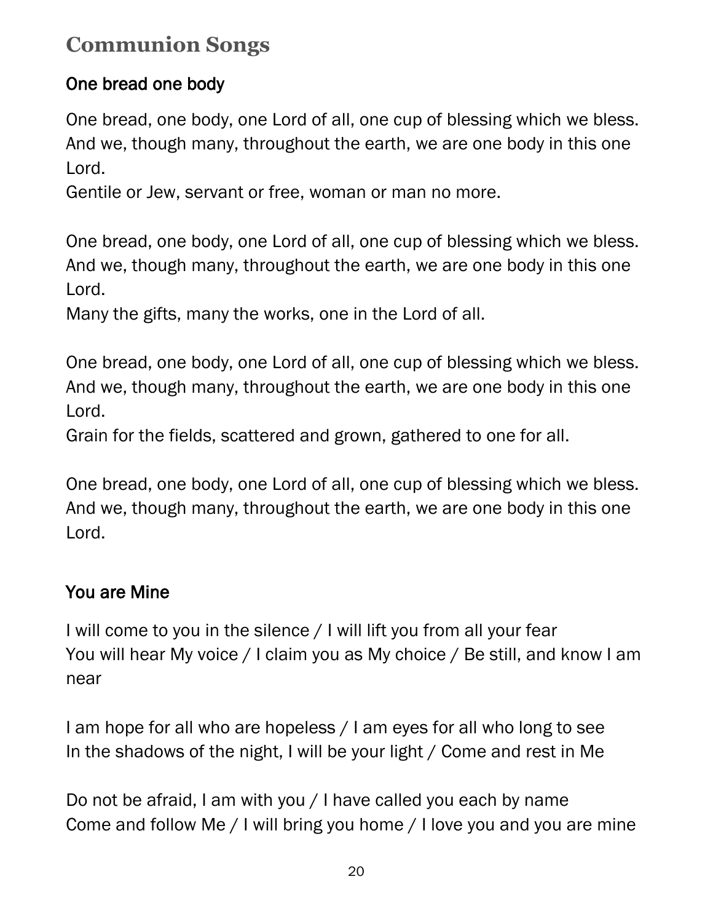# Communion Songs

## One bread one body

One bread, one body, one Lord of all, one cup of blessing which we bless.
And we, though many, throughout the earth, we are one body in this one Lord.
Gentile or Jew, servant or free, woman or man no more.

One bread, one body, one Lord of all, one cup of blessing which we bless.
And we, though many, throughout the earth, we are one body in this one Lord.
Many the gifts, many the works, one in the Lord of all.

One bread, one body, one Lord of all, one cup of blessing which we bless.
And we, though many, throughout the earth, we are one body in this one Lord.
Grain for the fields, scattered and grown, gathered to one for all.

One bread, one body, one Lord of all, one cup of blessing which we bless.
And we, though many, throughout the earth, we are one body in this one Lord.

## You are Mine

I will come to you in the silence / I will lift you from all your fear
You will hear My voice / I claim you as My choice / Be still, and know I am near

I am hope for all who are hopeless / I am eyes for all who long to see
In the shadows of the night, I will be your light / Come and rest in Me

Do not be afraid, I am with you / I have called you each by name
Come and follow Me / I will bring you home / I love you and you are mine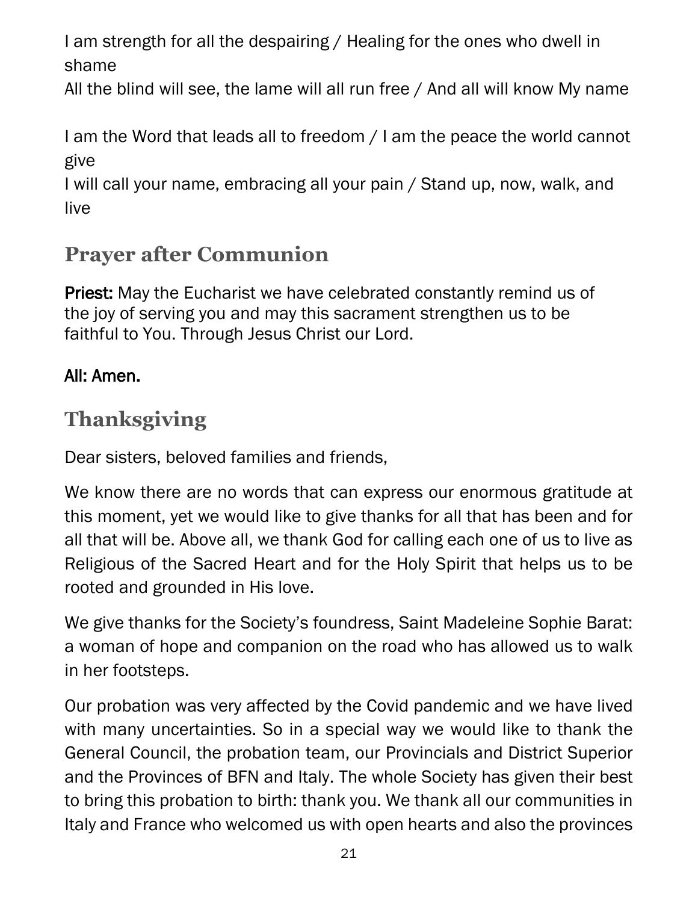I am strength for all the despairing / Healing for the ones who dwell in shame
All the blind will see, the lame will all run free / And all will know My name

I am the Word that leads all to freedom / I am the peace the world cannot give
I will call your name, embracing all your pain / Stand up, now, walk, and live

## Prayer after Communion

**Priest:** May the Eucharist we have celebrated constantly remind us of the joy of serving you and may this sacrament strengthen us to be faithful to You. Through Jesus Christ our Lord.

**All: Amen.**

## Thanksgiving

Dear sisters, beloved families and friends,

We know there are no words that can express our enormous gratitude at this moment, yet we would like to give thanks for all that has been and for all that will be. Above all, we thank God for calling each one of us to live as Religious of the Sacred Heart and for the Holy Spirit that helps us to be rooted and grounded in His love.

We give thanks for the Society's foundress, Saint Madeleine Sophie Barat: a woman of hope and companion on the road who has allowed us to walk in her footsteps.

Our probation was very affected by the Covid pandemic and we have lived with many uncertainties. So in a special way we would like to thank the General Council, the probation team, our Provincials and District Superior and the Provinces of BFN and Italy. The whole Society has given their best to bring this probation to birth: thank you. We thank all our communities in Italy and France who welcomed us with open hearts and also the provinces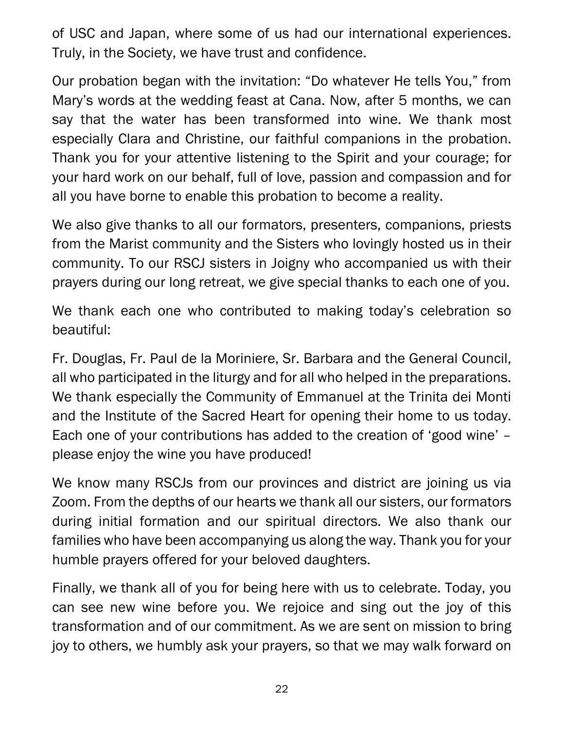of USC and Japan, where some of us had our international experiences. Truly, in the Society, we have trust and confidence.

Our probation began with the invitation: "Do whatever He tells You," from Mary's words at the wedding feast at Cana. Now, after 5 months, we can say that the water has been transformed into wine. We thank most especially Clara and Christine, our faithful companions in the probation. Thank you for your attentive listening to the Spirit and your courage; for your hard work on our behalf, full of love, passion and compassion and for all you have borne to enable this probation to become a reality.

We also give thanks to all our formators, presenters, companions, priests from the Marist community and the Sisters who lovingly hosted us in their community. To our RSCJ sisters in Joigny who accompanied us with their prayers during our long retreat, we give special thanks to each one of you.

We thank each one who contributed to making today's celebration so beautiful:

Fr. Douglas, Fr. Paul de la Moriniere, Sr. Barbara and the General Council, all who participated in the liturgy and for all who helped in the preparations. We thank especially the Community of Emmanuel at the Trinita dei Monti and the Institute of the Sacred Heart for opening their home to us today. Each one of your contributions has added to the creation of 'good wine' – please enjoy the wine you have produced!

We know many RSCJs from our provinces and district are joining us via Zoom. From the depths of our hearts we thank all our sisters, our formators during initial formation and our spiritual directors. We also thank our families who have been accompanying us along the way. Thank you for your humble prayers offered for your beloved daughters.

Finally, we thank all of you for being here with us to celebrate. Today, you can see new wine before you. We rejoice and sing out the joy of this transformation and of our commitment. As we are sent on mission to bring joy to others, we humbly ask your prayers, so that we may walk forward on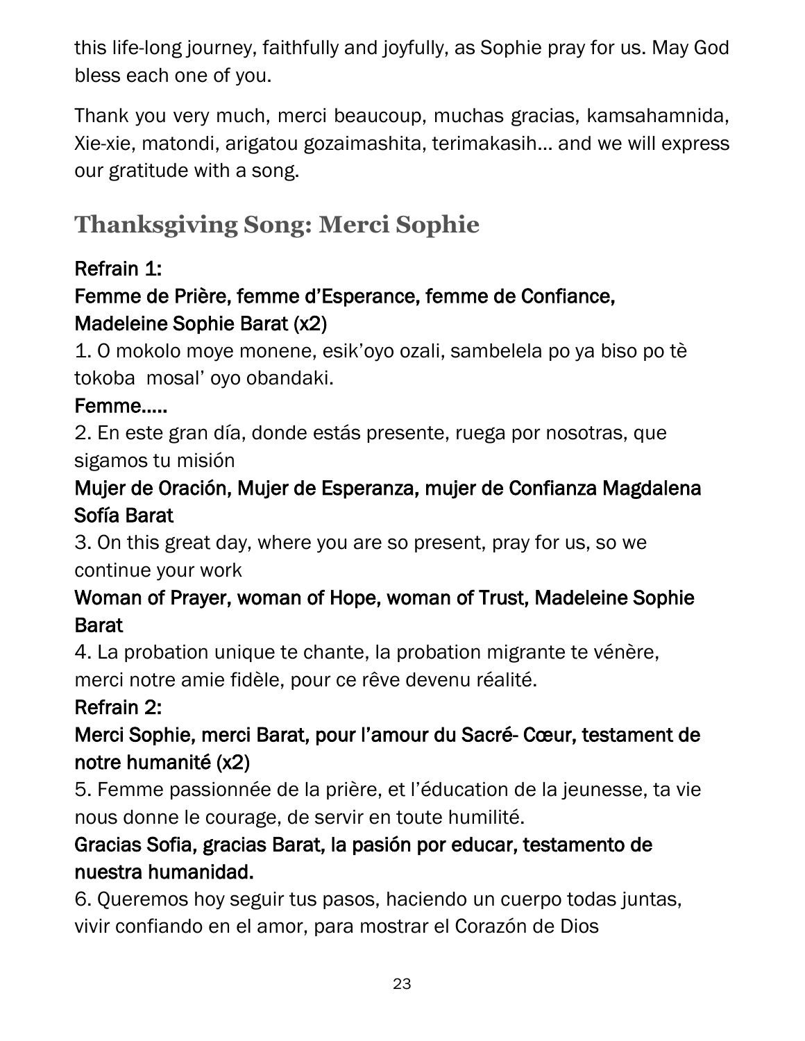this life-long journey, faithfully and joyfully, as Sophie pray for us. May God bless each one of you.

Thank you very much, merci beaucoup, muchas gracias, kamsahamnida, Xie-xie, matondi, arigatou gozaimashita, terimakasih… and we will express our gratitude with a song.

## Thanksgiving Song: Merci Sophie

**Refrain 1:**
**Femme de Prière, femme d'Esperance, femme de Confiance, Madeleine Sophie Barat (x2)**

1. O mokolo moye monene, esik'oyo ozali, sambelela po ya biso po tè tokoba mosal' oyo obandaki.

**Femme…..**

2. En este gran día, donde estás presente, ruega por nosotras, que sigamos tu misión

**Mujer de Oración, Mujer de Esperanza, mujer de Confianza Magdalena Sofía Barat**

3. On this great day, where you are so present, pray for us, so we continue your work

**Woman of Prayer, woman of Hope, woman of Trust, Madeleine Sophie Barat**

4. La probation unique te chante, la probation migrante te vénère, merci notre amie fidèle, pour ce rêve devenu réalité.

**Refrain 2:**
**Merci Sophie, merci Barat, pour l'amour du Sacré- Cœur, testament de notre humanité (x2)**

5. Femme passionnée de la prière, et l'éducation de la jeunesse, ta vie nous donne le courage, de servir en toute humilité.

**Gracias Sofia, gracias Barat, la pasión por educar, testamento de nuestra humanidad.**

6. Queremos hoy seguir tus pasos, haciendo un cuerpo todas juntas, vivir confiando en el amor, para mostrar el Corazón de Dios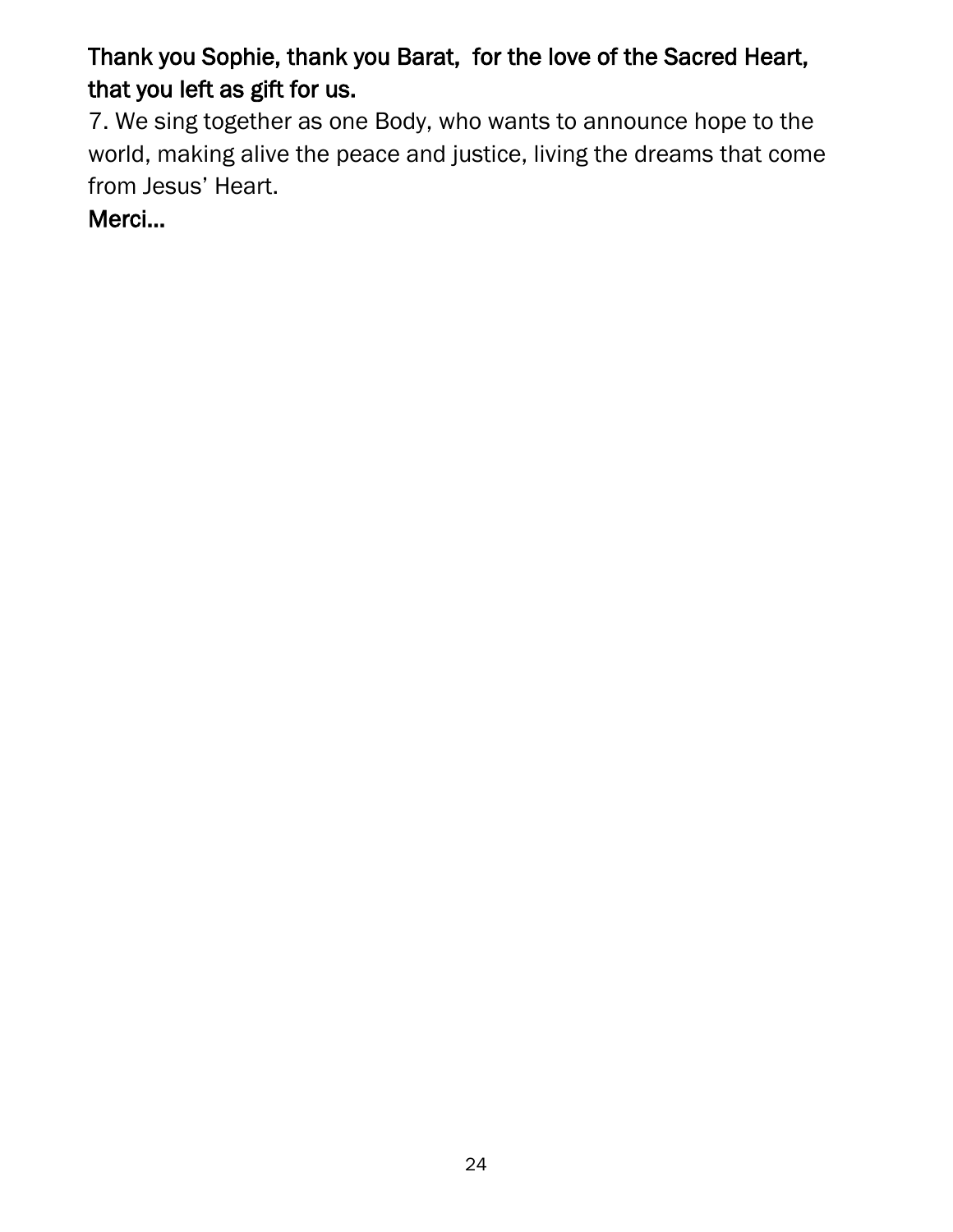**Thank you Sophie, thank you Barat,  for the love of the Sacred Heart, that you left as gift for us.**

7. We sing together as one Body, who wants to announce hope to the world, making alive the peace and justice, living the dreams that come from Jesus' Heart.

**Merci…**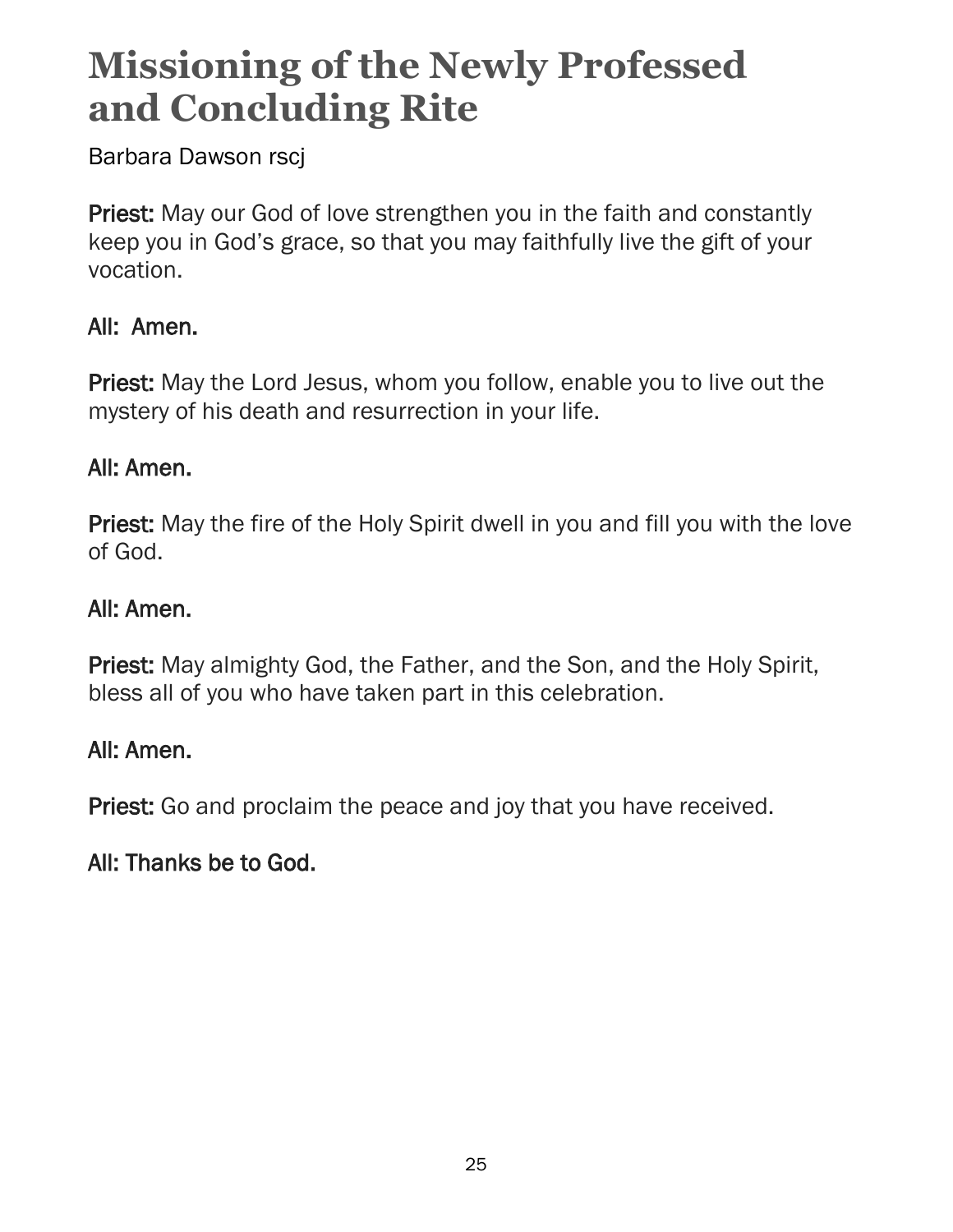# Missioning of the Newly Professed and Concluding Rite

Barbara Dawson rscj

**Priest:** May our God of love strengthen you in the faith and constantly keep you in God's grace, so that you may faithfully live the gift of your vocation.

**All: Amen.**

**Priest:** May the Lord Jesus, whom you follow, enable you to live out the mystery of his death and resurrection in your life.

**All: Amen.**

**Priest:** May the fire of the Holy Spirit dwell in you and fill you with the love of God.

**All: Amen.**

**Priest:** May almighty God, the Father, and the Son, and the Holy Spirit, bless all of you who have taken part in this celebration.

**All: Amen.**

**Priest:** Go and proclaim the peace and joy that you have received.

**All: Thanks be to God.**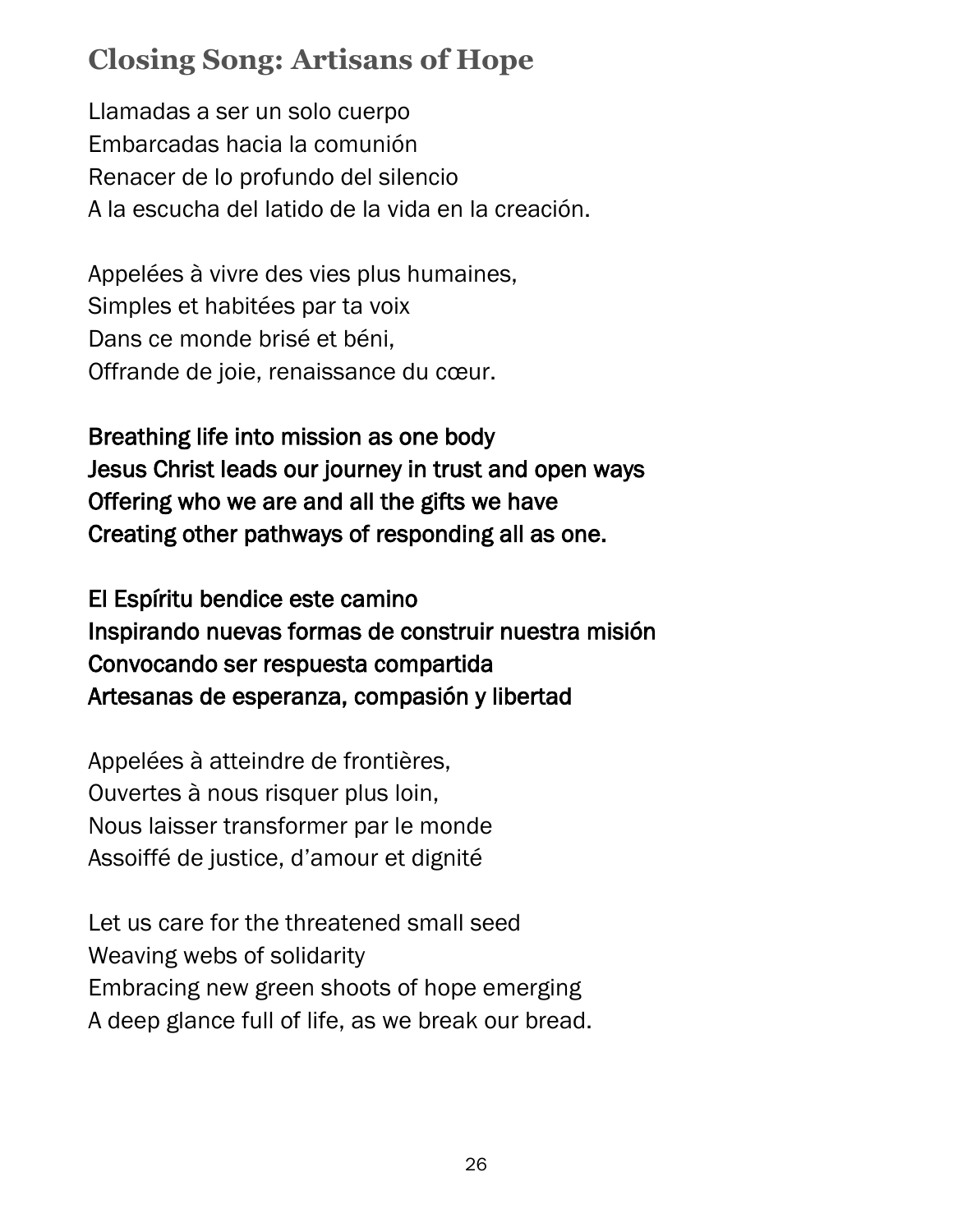## Closing Song: Artisans of Hope

Llamadas a ser un solo cuerpo
Embarcadas hacia la comunión
Renacer de lo profundo del silencio
A la escucha del latido de la vida en la creación.

Appelées à vivre des vies plus humaines,
Simples et habitées par ta voix
Dans ce monde brisé et béni,
Offrande de joie, renaissance du cœur.

**Breathing life into mission as one body**
**Jesus Christ leads our journey in trust and open ways**
**Offering who we are and all the gifts we have**
**Creating other pathways of responding all as one.**

**El Espíritu bendice este camino**
**Inspirando nuevas formas de construir nuestra misión**
**Convocando ser respuesta compartida**
**Artesanas de esperanza, compasión y libertad**

Appelées à atteindre de frontières,
Ouvertes à nous risquer plus loin,
Nous laisser transformer par le monde
Assoiffé de justice, d'amour et dignité

Let us care for the threatened small seed
Weaving webs of solidarity
Embracing new green shoots of hope emerging
A deep glance full of life, as we break our bread.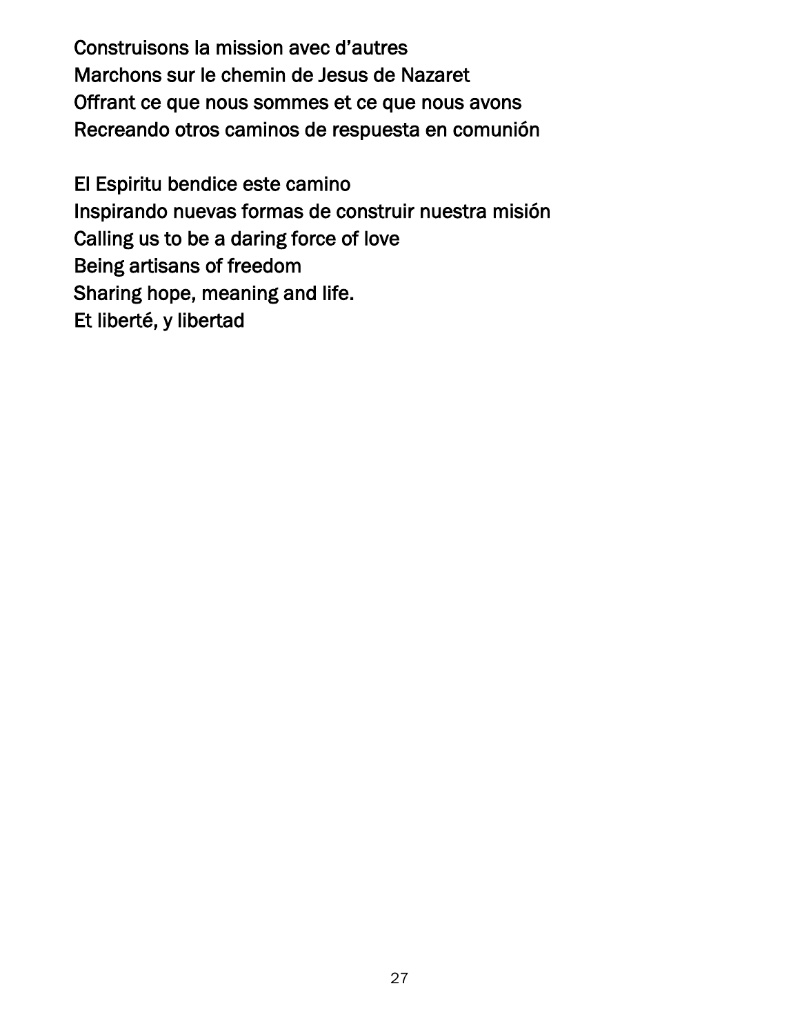Construisons la mission avec d'autres
Marchons sur le chemin de Jesus de Nazaret
Offrant ce que nous sommes et ce que nous avons
Recreando otros caminos de respuesta en comunión

El Espiritu bendice este camino
Inspirando nuevas formas de construir nuestra misión
Calling us to be a daring force of love
Being artisans of freedom
Sharing hope, meaning and life.
Et liberté, y libertad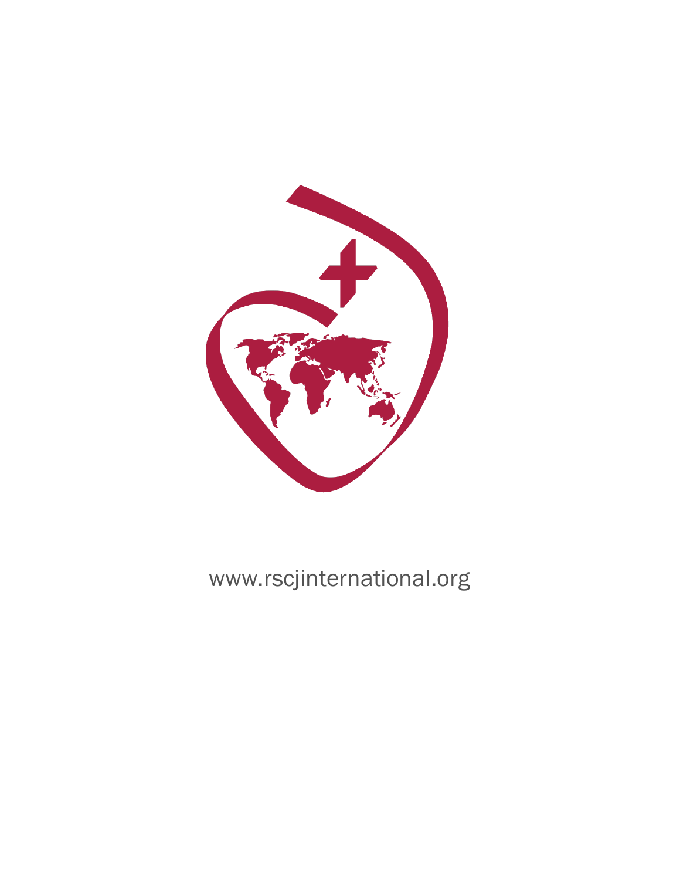www.rscjinternational.org